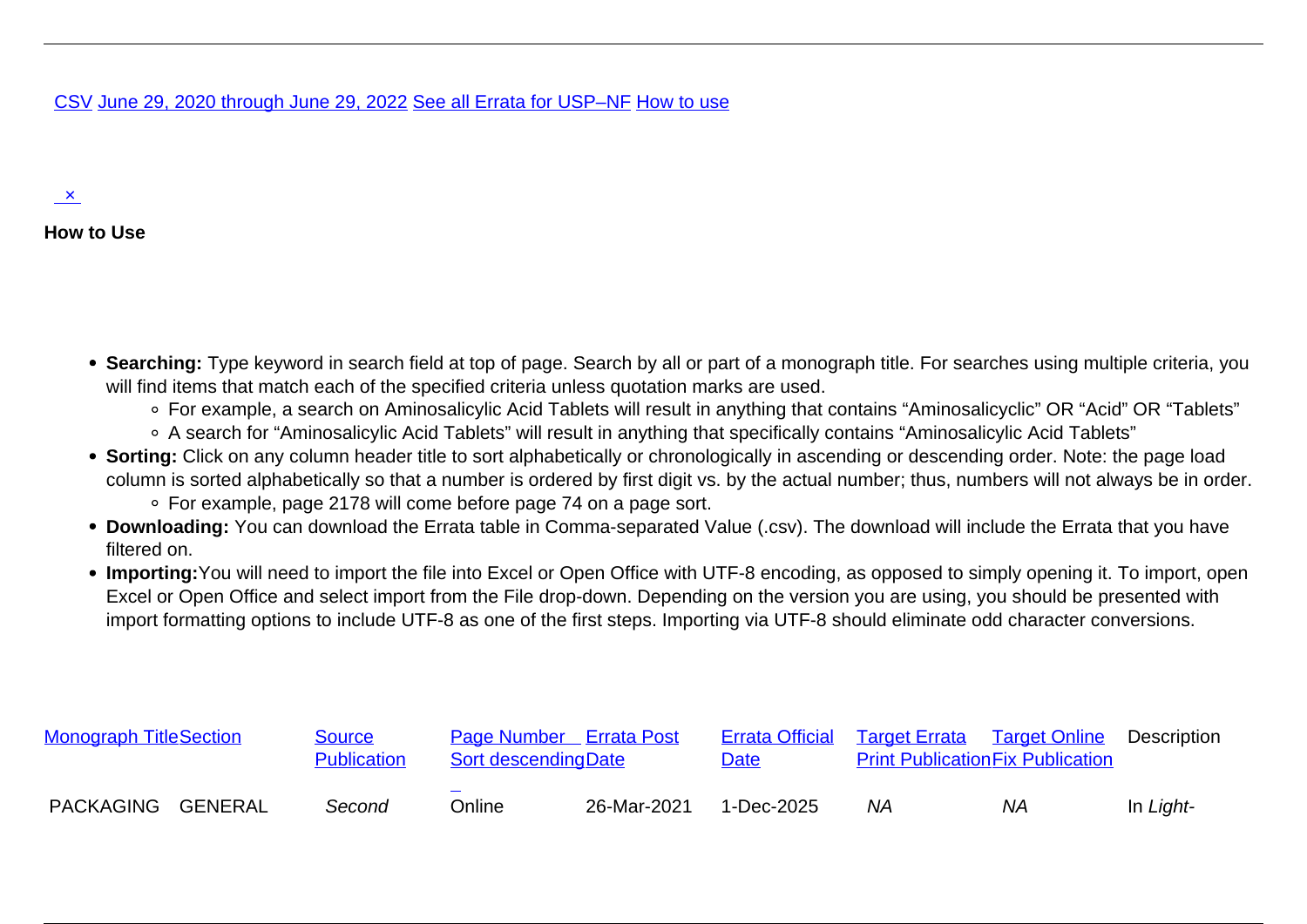CSV June 29, 2020 through June 29, 2022 See all Errata for USP–NF How to use

×

**How to Use**

- **Searching:** Type keyword in search field at top of page. Search by all or part of a monograph title. For searches using multiple criteria, you will find items that match each of the specified criteria unless quotation marks are used.
  - For example, a search on Aminosalicylic Acid Tablets will result in anything that contains "Aminosalicyclic" OR "Acid" OR "Tablets"
  - A search for "Aminosalicylic Acid Tablets" will result in anything that specifically contains "Aminosalicylic Acid Tablets"
- **Sorting:** Click on any column header title to sort alphabetically or chronologically in ascending or descending order. Note: the page load column is sorted alphabetically so that a number is ordered by first digit vs. by the actual number; thus, numbers will not always be in order.
  - For example, page 2178 will come before page 74 on a page sort.
- **Downloading:** You can download the Errata table in Comma-separated Value (.csv). The download will include the Errata that you have filtered on.
- **Importing:**You will need to import the file into Excel or Open Office with UTF-8 encoding, as opposed to simply opening it. To import, open Excel or Open Office and select import from the File drop-down. Depending on the version you are using, you should be presented with import formatting options to include UTF-8 as one of the first steps. Importing via UTF-8 should eliminate odd character conversions.

| Monograph Title | Section | Source Publication | Page Number Sort descending | Errata Post Date | Errata Official Date | Target Errata Print Publication | Target Online Fix Publication | Description |
|---|---|---|---|---|---|---|---|---|
| PACKAGING | GENERAL | *Second* | Online | 26-Mar-2021 | 1-Dec-2025 | *NA* | *NA* | In *Light-* |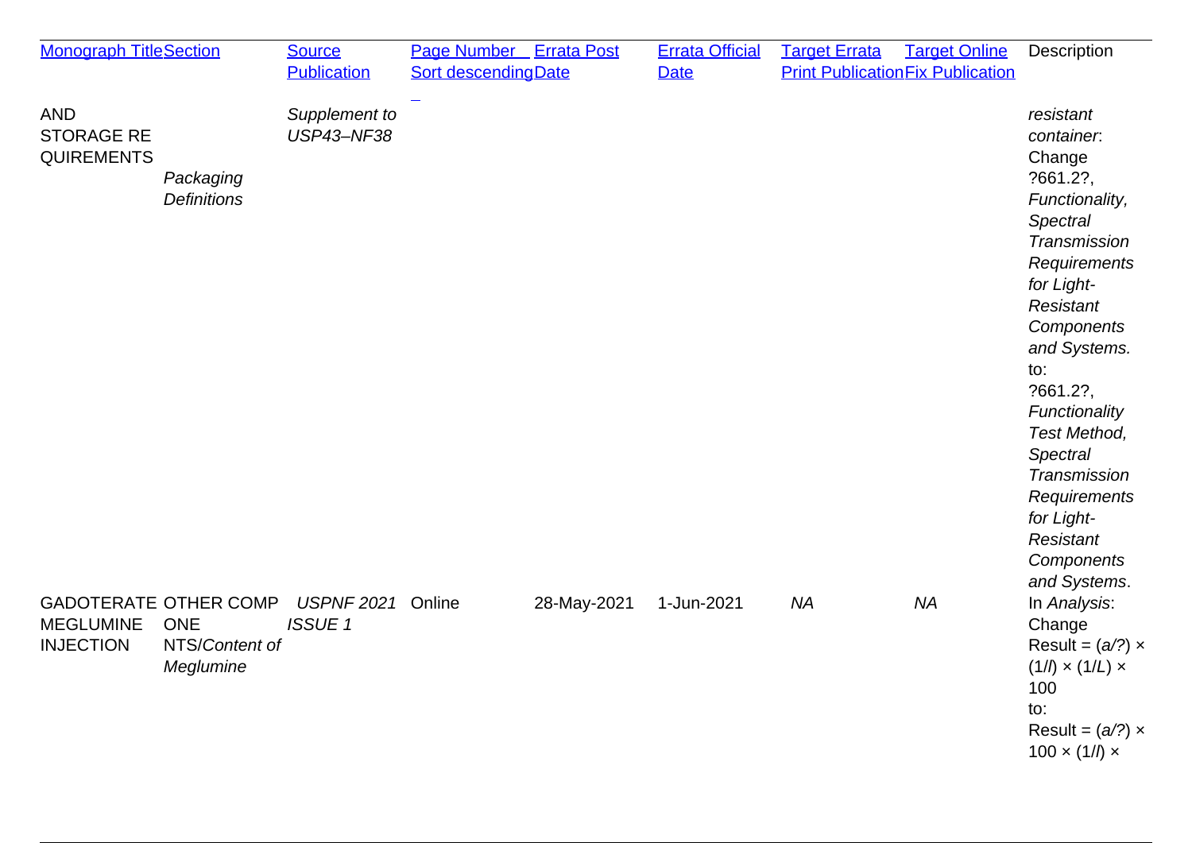| Monograph Title | Section | Source Publication | Page Number Sort descending | Errata Post Date | Errata Official Date | Target Errata Print Publication | Target Online Fix Publication | Description |
|---|---|---|---|---|---|---|---|---|
| AND STORAGE REQUIREMENTS | *Packaging Definitions* | *Supplement to USP43–NF38* | | | | | | *resistant container*: Change ?661.2?, *Functionality, Spectral Transmission Requirements for Light-Resistant Components and Systems.* to: ?661.2?, *Functionality Test Method, Spectral Transmission Requirements for Light-Resistant Components and Systems*. |
| GADOTERATE MEGLUMINE INJECTION | OTHER COMPONENTS/*Content of Meglumine* | *USPNF 2021 ISSUE 1* | Online | 28-May-2021 | 1-Jun-2021 | *NA* | *NA* | In *Analysis*: Change Result = (*a*/?) × (1/*l*) × (1/*L*) × 100 to: Result = (*a*/?) × 100 × (1/*l*) × |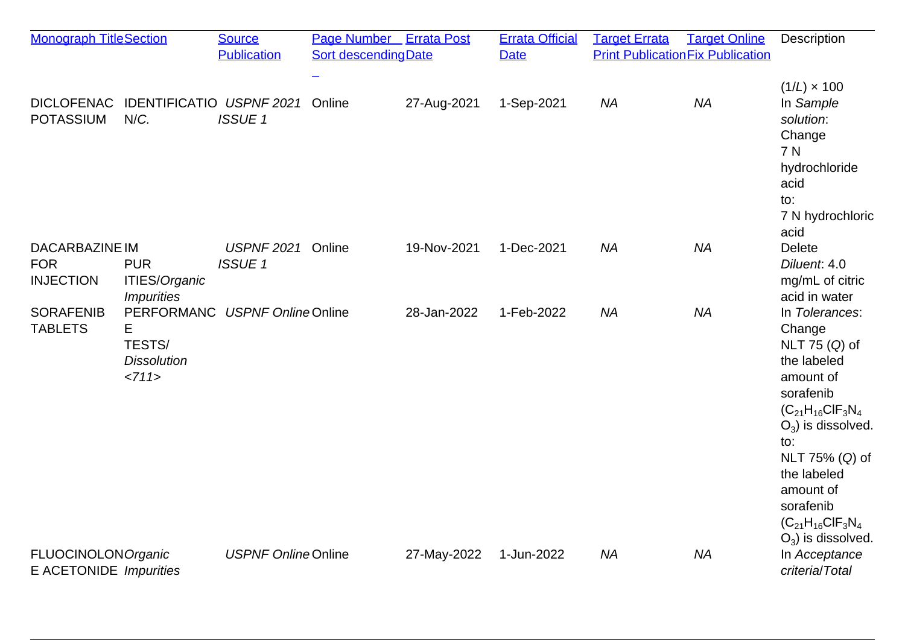| Monograph Title | Section | Source Publication | Page Number Sort descending | Errata Post Date | Errata Official Date | Target Errata Print Publication | Target Online Fix Publication | Description |
|---|---|---|---|---|---|---|---|---|
| DICLOFENAC POTASSIUM | IDENTIFICATION/*C.* | *USPNF 2021 ISSUE 1* | Online | 27-Aug-2021 | 1-Sep-2021 | *NA* | *NA* | $(1/L) \times 100$ In *Sample solution*: Change 7 N hydrochloride acid to: 7 N hydrochloric acid |
| DACARBAZINE FOR INJECTION | IMPURITIES/*Organic Impurities* | *USPNF 2021 ISSUE 1* | Online | 19-Nov-2021 | 1-Dec-2021 | *NA* | *NA* | Delete *Diluent*: 4.0 mg/mL of citric acid in water |
| SORAFENIB TABLETS | PERFORMANCE TESTS/ *Dissolution <711>* | *USPNF Online* | Online | 28-Jan-2022 | 1-Feb-2022 | *NA* | *NA* | In *Tolerances*: Change NLT 75 (*Q*) of the labeled amount of sorafenib ($C_{21}H_{16}ClF_3N_4O_3$) is dissolved. to: NLT 75% (*Q*) of the labeled amount of sorafenib ($C_{21}H_{16}ClF_3N_4O_3$) is dissolved. |
| FLUOCINOLONE ACETONIDE | *Organic Impurities* | *USPNF Online* | Online | 27-May-2022 | 1-Jun-2022 | *NA* | *NA* | In *Acceptance criteria*/*Total* |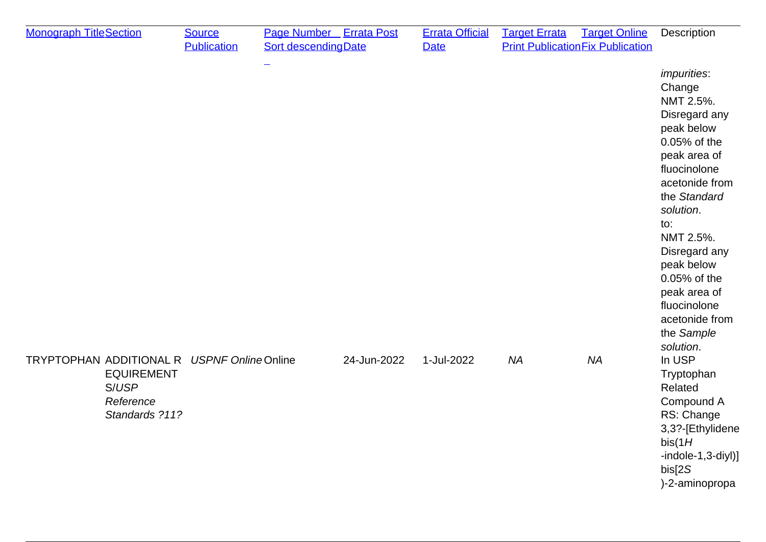| Monograph Title | Section | Source Publication | Page Number Sort descending | Errata Post Date | Errata Official Date | Target Errata Print Publication | Target Online Fix Publication | Description |
|---|---|---|---|---|---|---|---|---|
| | | | | | | | | *impurities*: Change NMT 2.5%. Disregard any peak below 0.05% of the peak area of fluocinolone acetonide from the *Standard solution*. to: NMT 2.5%. Disregard any peak below 0.05% of the peak area of fluocinolone acetonide from the *Sample solution*. |
| TRYPTOPHAN | ADDITIONAL REQUIREMENTS/*USP Reference Standards ?11?* | *USPNF Online* | Online | 24-Jun-2022 | 1-Jul-2022 | *NA* | *NA* | In USP Tryptophan Related Compound A RS: Change 3,3?-[Ethylidenebis(1*H*-indole-1,3-diyl)]bis[2*S*)-2-aminopropa |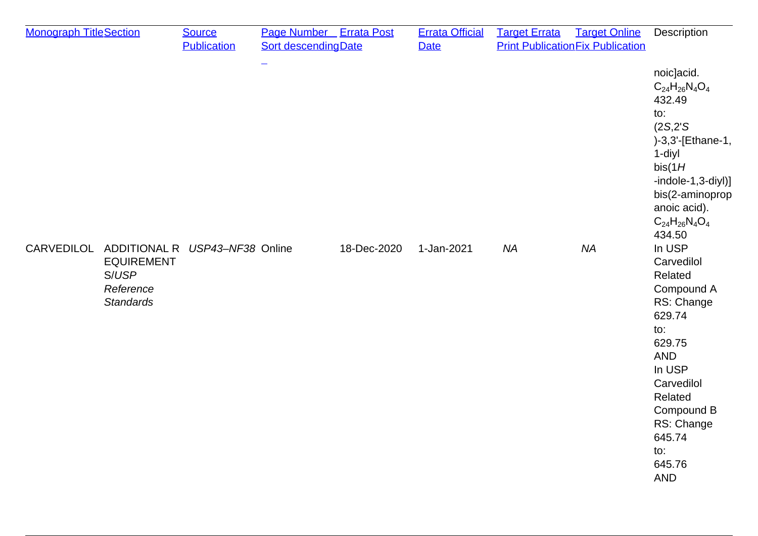| Monograph Title | Section | Source Publication | Page Number Sort descending | Errata Post Date | Errata Official Date | Target Errata Print Publication | Target Online Fix Publication | Description |
|---|---|---|---|---|---|---|---|---|
| | | | | | | | | noic]acid. $C_{24}H_{26}N_4O_4$ 432.49 to: (2*S*,2'*S*)-3,3'-[Ethane-1,1-diyl bis(1*H*-indole-1,3-diyl)] bis(2-aminopropanoic acid). $C_{24}H_{26}N_4O_4$ 434.50 |
| CARVEDILOL | ADDITIONAL REQUIREMENTS/*USP Reference Standards* | *USP43–NF38* | Online | 18-Dec-2020 | 1-Jan-2021 | *NA* | *NA* | In USP Carvedilol Related Compound A RS: Change 629.74 to: 629.75 AND In USP Carvedilol Related Compound B RS: Change 645.74 to: 645.76 AND |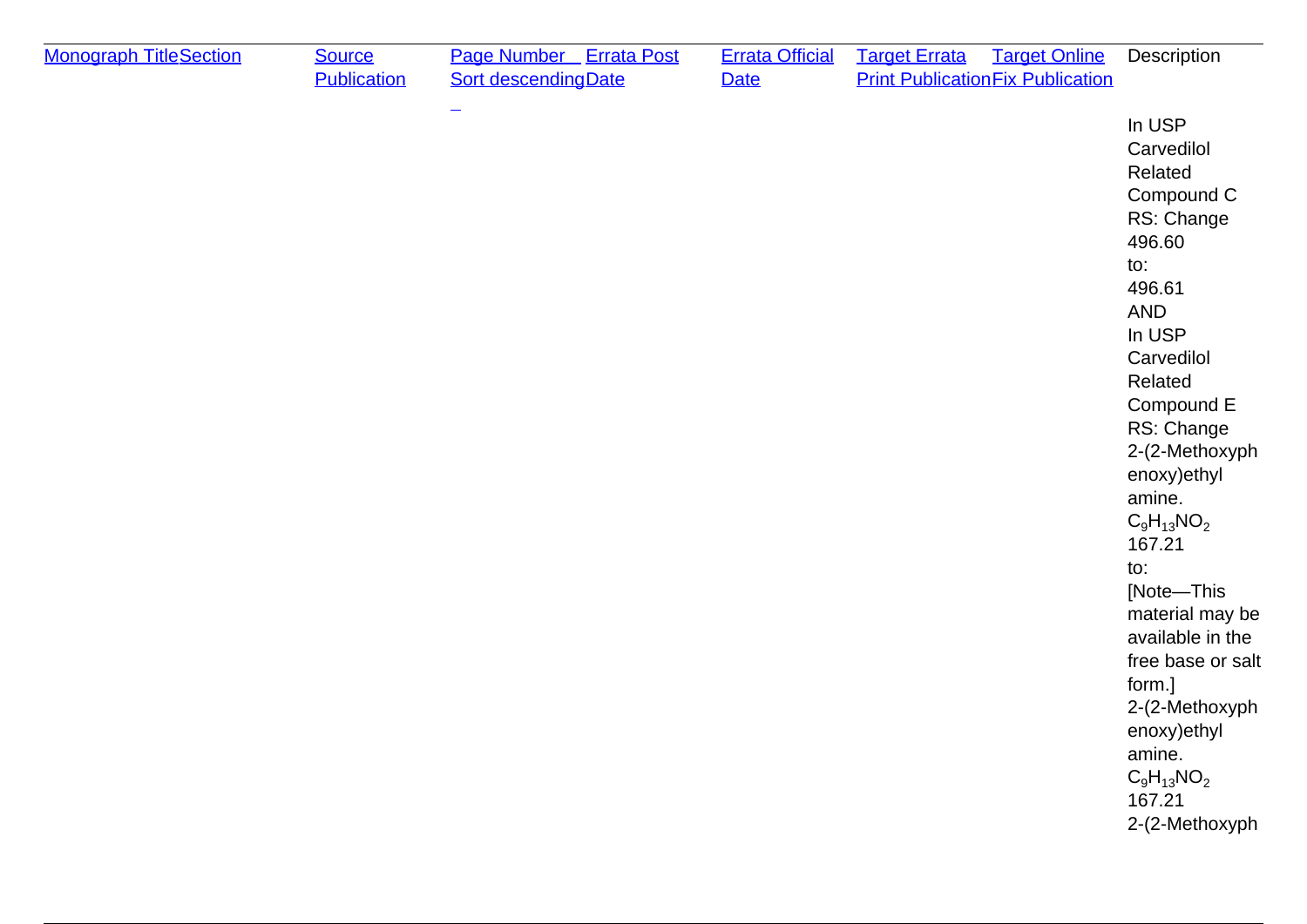| Monograph Title | Section | Source Publication | Page Number Sort descending | Errata Post Date | Errata Official Date | Target Errata Print Publication | Target Online Fix Publication | Description |
|---|---|---|---|---|---|---|---|---|
| | | | | | | | | In USP Carvedilol Related Compound C RS: Change 496.60 to: 496.61 AND In USP Carvedilol Related Compound E RS: Change 2-(2-Methoxyphenoxy)ethyl amine. $C_9H_{13}NO_2$ 167.21 to: [Note—This material may be available in the free base or salt form.] 2-(2-Methoxyphenoxy)ethyl amine. $C_9H_{13}NO_2$ 167.21 2-(2-Methoxyph |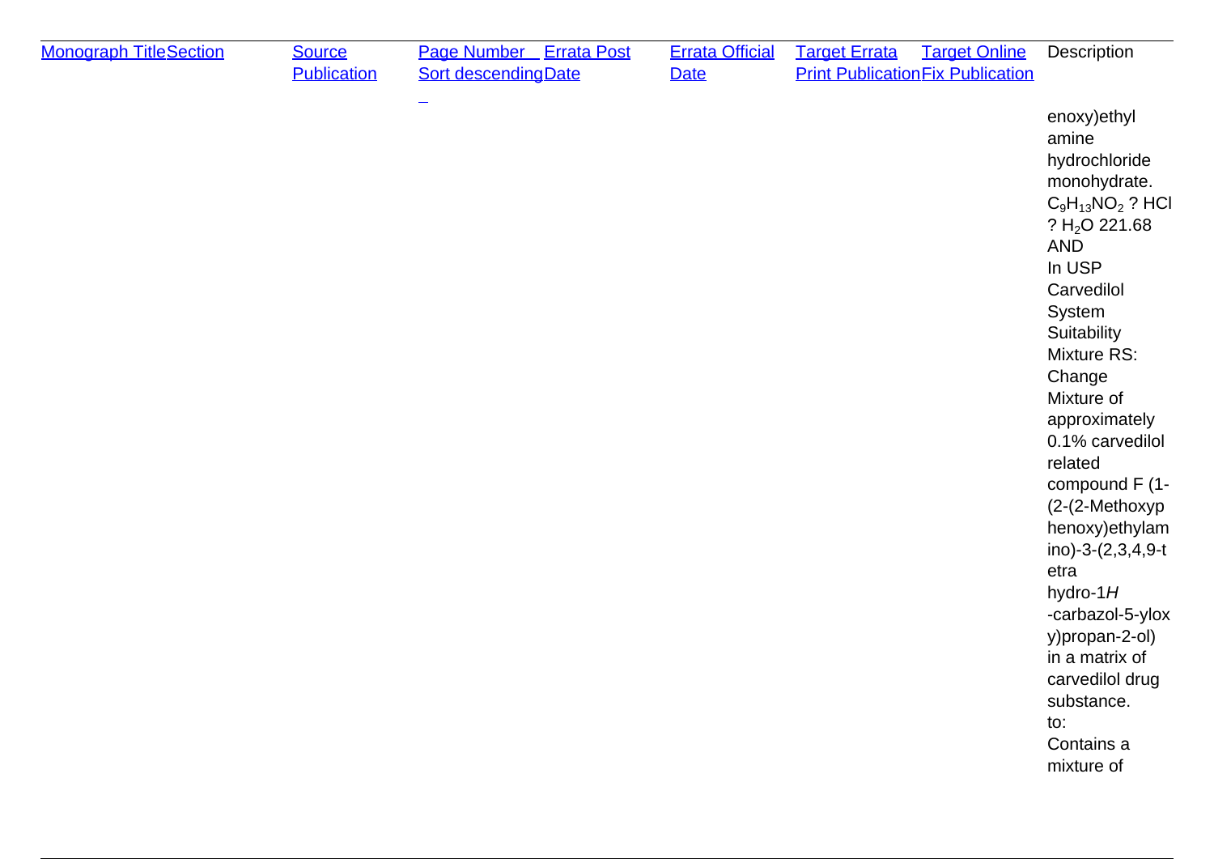| [Monograph Title]() | [Section]() | [Source Publication]() | [Page Number Sort descending]() | [Errata Post Date]() | [Errata Official Date]() | [Target Errata Print Publication]() | [Target Online Fix Publication]() | Description |
|---|---|---|---|---|---|---|---|---|
| | | | | | | | | enoxy)ethyl amine hydrochloride monohydrate. $C_9H_{13}NO_2$ ? HCl ? $H_2O$ 221.68 AND In USP Carvedilol System Suitability Mixture RS: Change Mixture of approximately 0.1% carvedilol related compound F (1-(2-(2-Methoxyphenoxy)ethylamino)-3-(2,3,4,9-tetra hydro-1*H*-carbazol-5-yloxy)propan-2-ol) in a matrix of carvedilol drug substance. to: Contains a mixture of |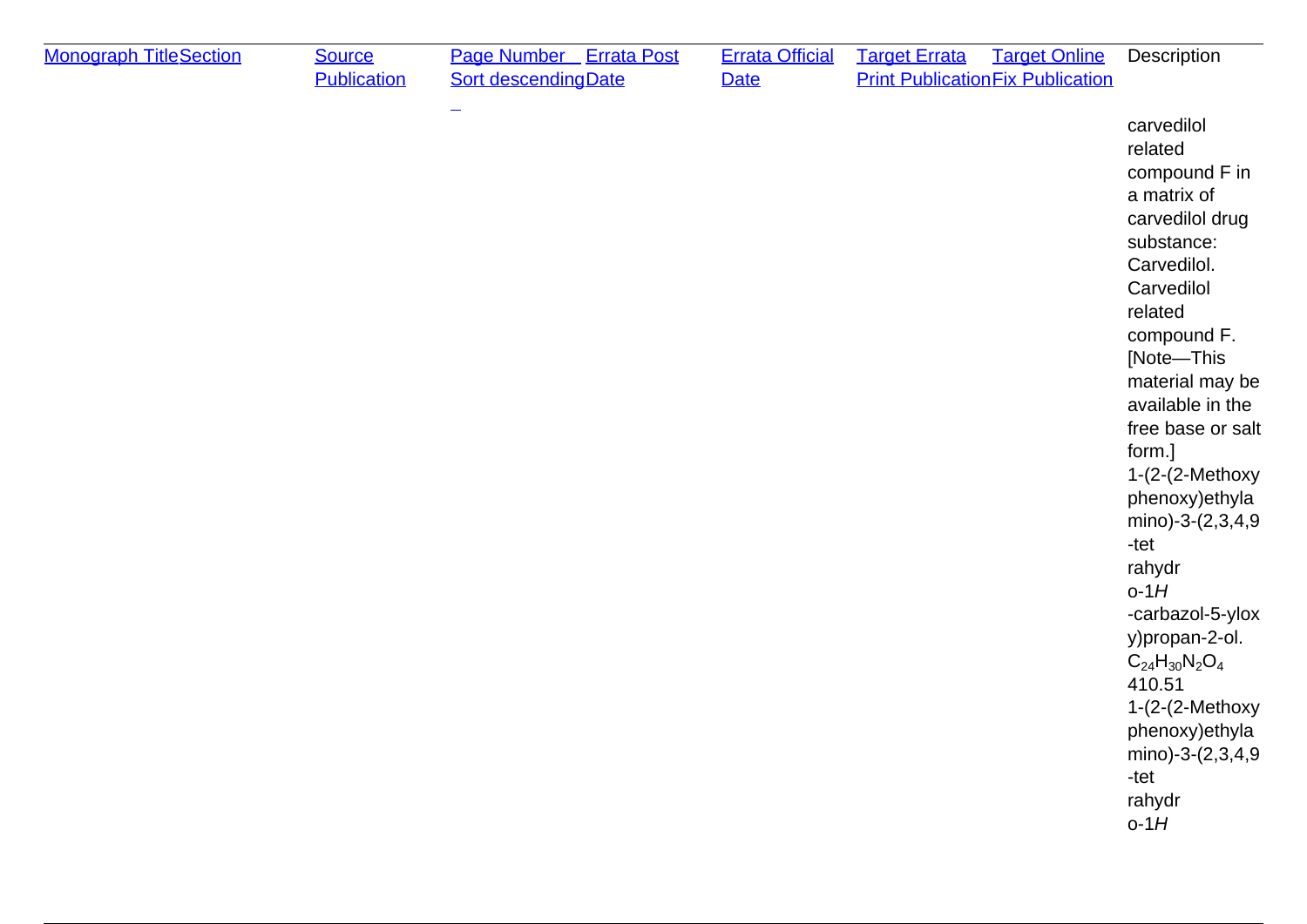| Monograph Title | Section | Source Publication | Page Number Sort descending | Errata Post Date | Errata Official Date | Target Errata Print Publication | Target Online Fix Publication | Description |
| --- | --- | --- | --- | --- | --- | --- | --- | --- |
| | | | | | | | | carvedilol related compound F in a matrix of carvedilol drug substance: Carvedilol. Carvedilol related compound F. [Note—This material may be available in the free base or salt form.] 1-(2-(2-Methoxyphenoxy)ethylamino)-3-(2,3,4,9-tetrahydro-1*H*-carbazol-5-yloxy)propan-2-ol. $C_{24}H_{30}N_2O_4$ 410.51 1-(2-(2-Methoxyphenoxy)ethylamino)-3-(2,3,4,9-tetrahydro-1*H* |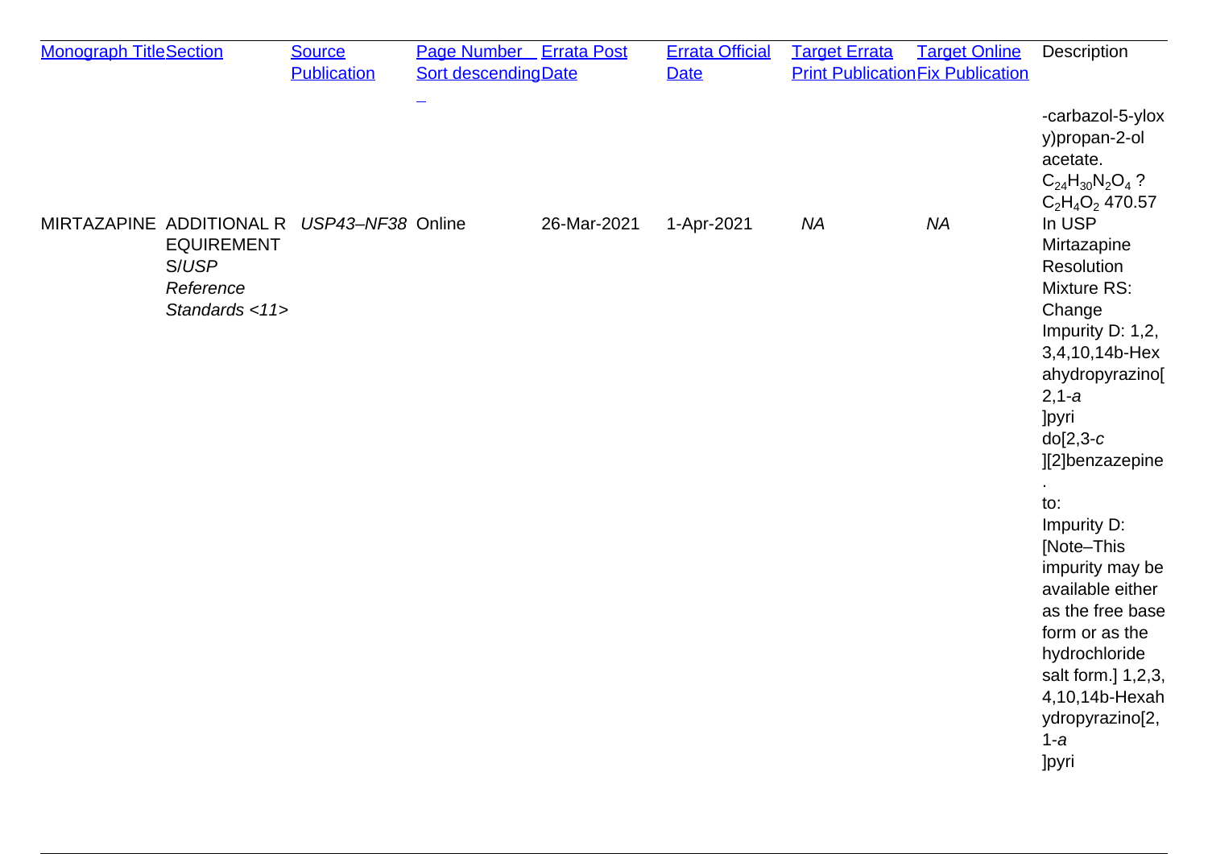| [Monograph Title](#) | [Section](#) | [Source Publication](#) | [Page Number Sort descending](#) | [Errata Post Date](#) | [Errata Official Date](#) | [Target Errata Print Publication](#) | [Target Online Fix Publication](#) | Description |
|---|---|---|---|---|---|---|---|---|
| | | | | | | | | -carbazol-5-yloxy)propan-2-ol acetate. $C_{24}H_{30}N_2O_4$ ? $C_2H_4O_2$ 470.57 |
| MIRTAZAPINE | ADDITIONAL REQUIREMENTS/*USP Reference Standards <11>* | *USP43–NF38* | Online | 26-Mar-2021 | 1-Apr-2021 | *NA* | *NA* | In USP Mirtazapine Resolution Mixture RS: Change Impurity D: 1,2,3,4,10,14b-Hexahydropyrazino[2,1-*a*]pyrido[2,3-*c*][2]benzazepine. to: Impurity D: [Note–This impurity may be available either as the free base form or as the hydrochloride salt form.] 1,2,3,4,10,14b-Hexahydropyrazino[2,1-*a*]pyri |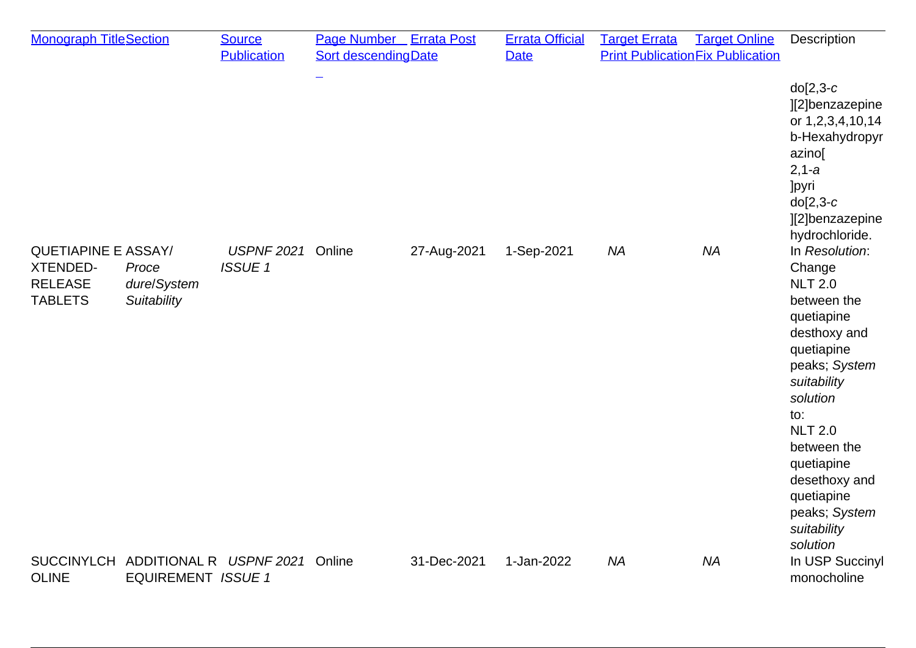| Monograph Title | Section | Source Publication | Page Number Sort descending | Errata Post Date | Errata Official Date | Target Errata Print Publication | Target Online Fix Publication | Description |
|---|---|---|---|---|---|---|---|---|
| | | | | | | | | do[2,3-*c*][2]benzazepine or 1,2,3,4,10,14b-Hexahydropyrazino[2,1-*a*]pyrido[2,3-*c*][2]benzazepine hydrochloride. |
| QUETIAPINE EXTENDED-RELEASE TABLETS | ASSAY/ *Procedure*/*System Suitability* | *USPNF 2021 ISSUE 1* | Online | 27-Aug-2021 | 1-Sep-2021 | *NA* | *NA* | In *Resolution*: Change NLT 2.0 between the quetiapine desthoxy and quetiapine peaks; *System suitability solution* to: NLT 2.0 between the quetiapine desethoxy and quetiapine peaks; *System suitability solution* |
| SUCCINYLCHOLINE | ADDITIONAL REQUIREMENT | *USPNF 2021 ISSUE 1* | Online | 31-Dec-2021 | 1-Jan-2022 | *NA* | *NA* | In USP Succinyl monocholine |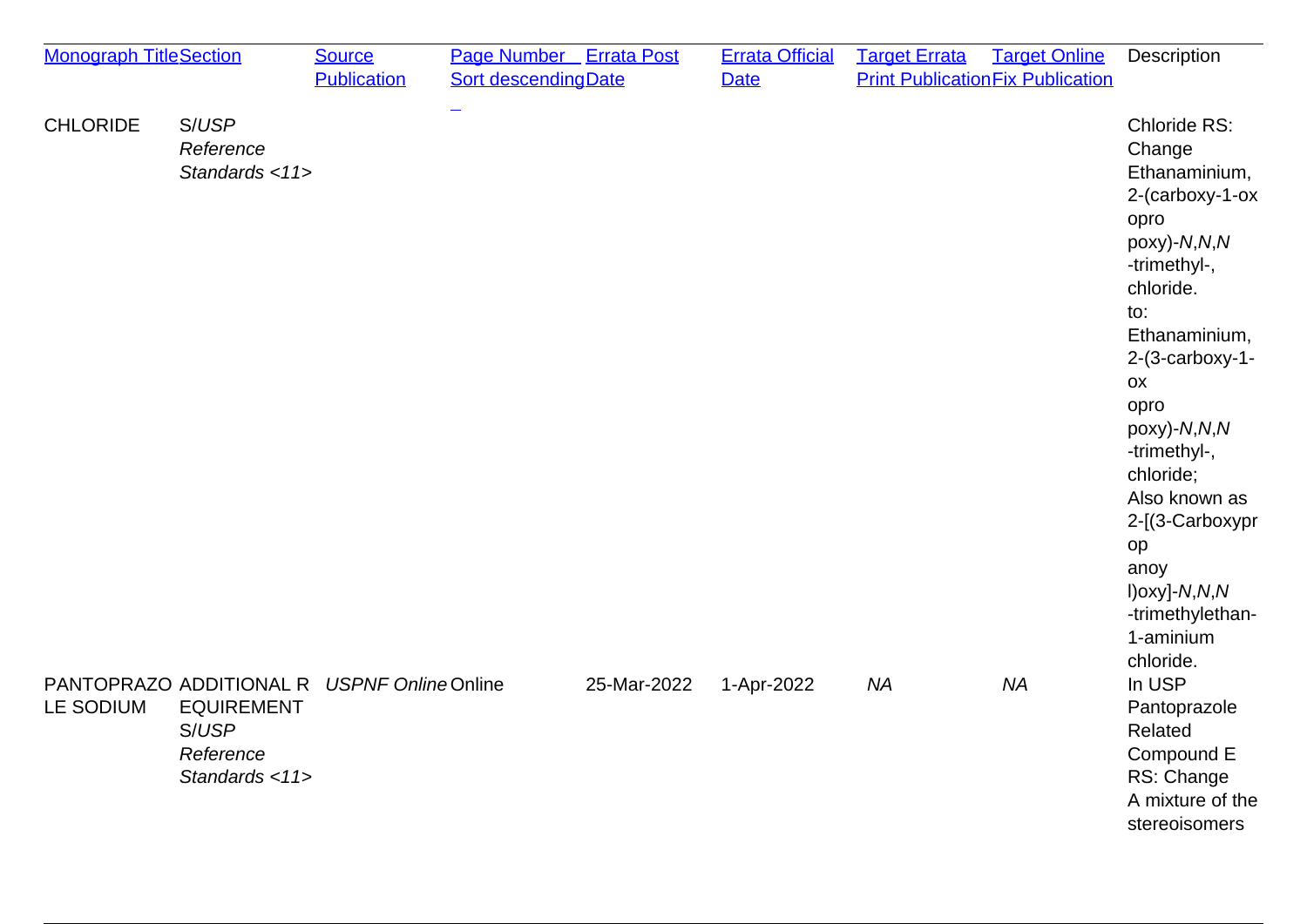| [Monograph Title]() | [Section]() | [Source Publication]() | [Page Number Sort descending]() | [Errata Post Date]() | [Errata Official Date]() | [Target Errata Print Publication]() | [Target Online Fix Publication]() | Description |
|---|---|---|---|---|---|---|---|---|
| CHLORIDE | S/*USP Reference Standards <11>* | | | | | | | Chloride RS: Change Ethanaminium, 2-(carboxy-1-oxopropoxy)-*N*,*N*,*N*-trimethyl-, chloride. to: Ethanaminium, 2-(3-carboxy-1-oxopropoxy)-*N*,*N*,*N*-trimethyl-, chloride; Also known as 2-[(3-Carboxypropanoyl)oxy]-*N*,*N*,*N*-trimethylethan-1-aminium chloride. |
| PANTOPRAZOLE SODIUM | ADDITIONAL REQUIREMENTS/*USP Reference Standards <11>* | *USPNF Online* | Online | 25-Mar-2022 | 1-Apr-2022 | *NA* | *NA* | In USP Pantoprazole Related Compound E RS: Change A mixture of the stereoisomers |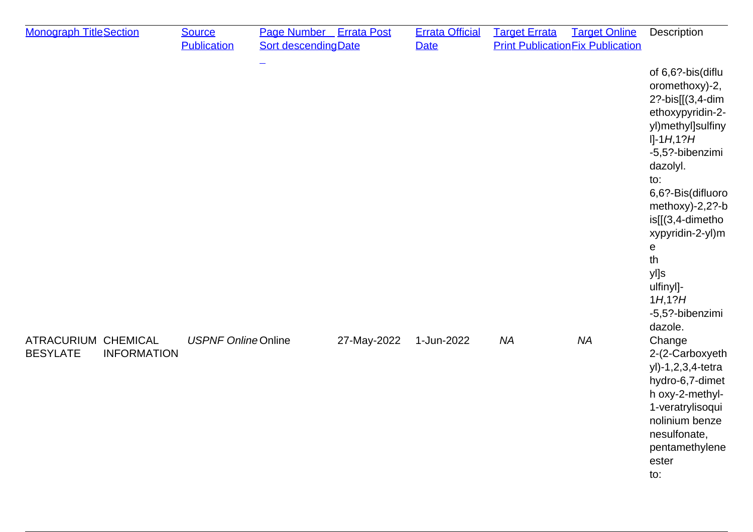| Monograph Title | Section | Source Publication | Page Number Sort descending | Errata Post Date | Errata Official Date | Target Errata Print Publication | Target Online Fix Publication | Description |
|---|---|---|---|---|---|---|---|---|
| | | | | | | | | of 6,6?-bis(difluoromethoxy)-2,2?-bis[[(3,4-dimethoxypyridin-2-yl)methyl]sulfinyl]-1*H*,1?*H*-5,5?-bibenzimidazolyl. to: 6,6?-Bis(difluoromethoxy)-2,2?-bis[[(3,4-dimethoxypyridin-2-yl)me th yl]s ulfinyl]-1*H*,1?*H*-5,5?-bibenzimidazole. |
| ATRACURIUM BESYLATE | CHEMICAL INFORMATION | *USPNF Online* | Online | 27-May-2022 | 1-Jun-2022 | *NA* | *NA* | Change 2-(2-Carboxyethyl)-1,2,3,4-tetrahydro-6,7-dimeth oxy-2-methyl-1-veratrylisoquinolinium benzenesulfonate, pentamethylene ester to: |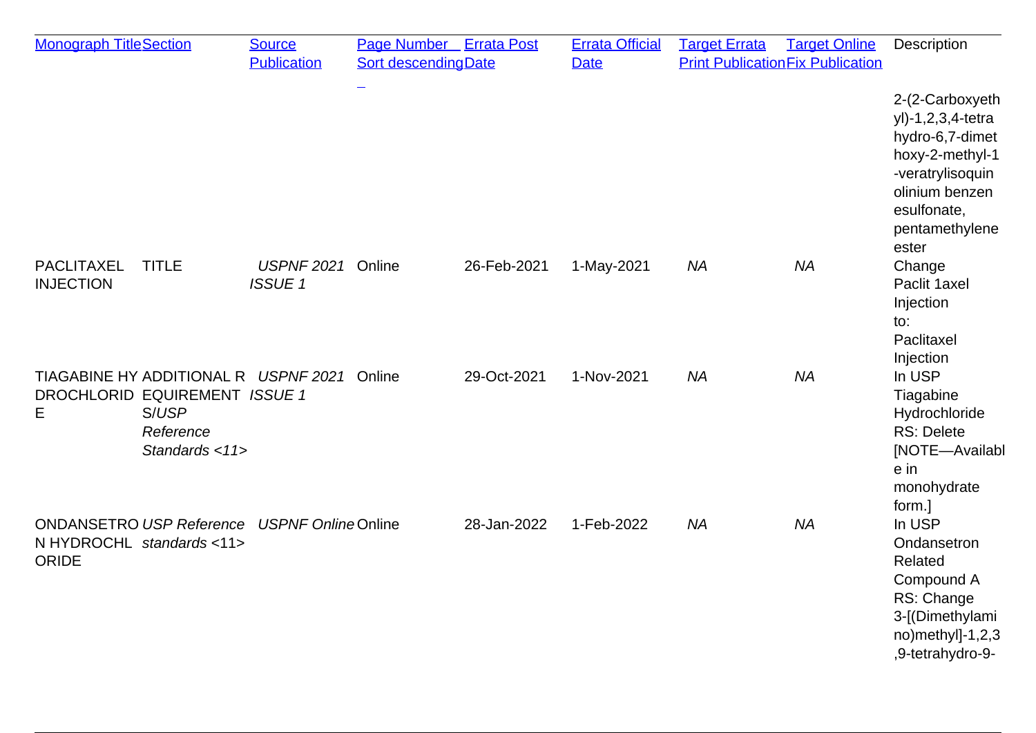| Monograph Title | Section | Source Publication | Page Number Sort descending | Errata Post Date | Errata Official Date | Target Errata Print Publication | Target Online Fix Publication | Description |
|---|---|---|---|---|---|---|---|---|
| | | | | | | | | 2-(2-Carboxyethyl)-1,2,3,4-tetrahydro-6,7-dimethoxy-2-methyl-1-veratrylisoquinolinium benzenesulfonate, pentamethylene ester |
| PACLITAXEL INJECTION | TITLE | *USPNF 2021 ISSUE 1* | Online | 26-Feb-2021 | 1-May-2021 | *NA* | *NA* | Change Paclit 1axel Injection to: Paclitaxel Injection |
| TIAGABINE HYDROCHLORIDE | ADDITIONAL REQUIREMENTS/*USP Reference Standards <11>* | *USPNF 2021 ISSUE 1* | Online | 29-Oct-2021 | 1-Nov-2021 | *NA* | *NA* | In USP Tiagabine Hydrochloride RS: Delete [NOTE—Available in monohydrate form.] |
| ONDANSETRON HYDROCHLORIDE | *USP Reference standards <11>* | *USPNF Online* | Online | 28-Jan-2022 | 1-Feb-2022 | *NA* | *NA* | In USP Ondansetron Related Compound A RS: Change 3-[(Dimethylamino)methyl]-1,2,3,9-tetrahydro-9- |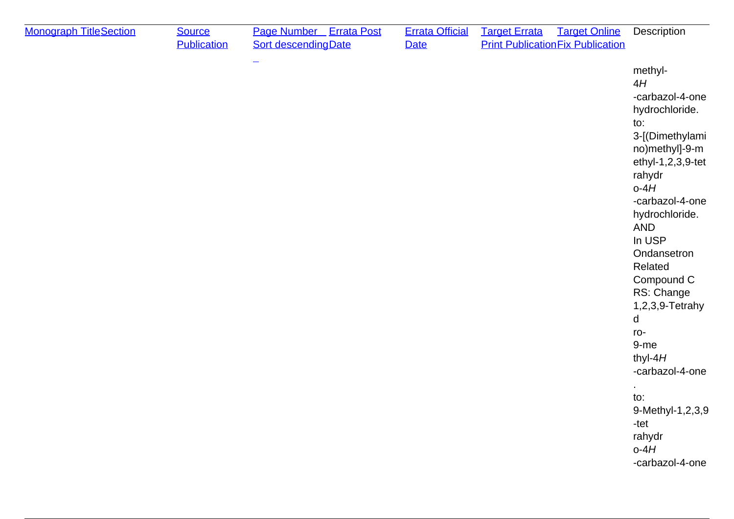| [Monograph Title]() | [Section]() | [Source Publication]() | [Page Number Sort descending]() | [Errata Post Date]() | [Errata Official Date]() | [Target Errata Print Publication]() | [Target Online Fix Publication]() | Description |
|---|---|---|---|---|---|---|---|---|
| | | | | | | | | methyl-4*H*-carbazol-4-one hydrochloride. to: 3-[(Dimethylamino)methyl]-9-methyl-1,2,3,9-tetrahydro-4*H*-carbazol-4-one hydrochloride. AND In USP Ondansetron Related Compound C RS: Change 1,2,3,9-Tetrahydro-9-methyl-4*H*-carbazol-4-one. to: 9-Methyl-1,2,3,9-tetrahydro-4*H*-carbazol-4-one |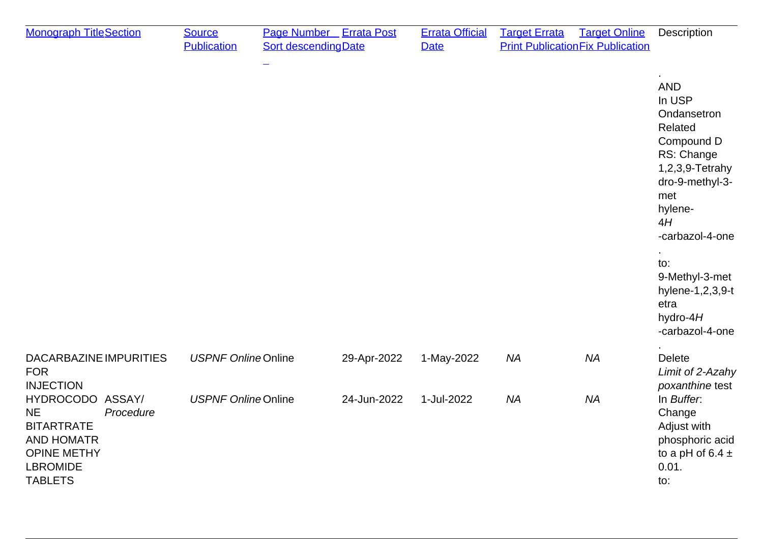| Monograph Title | Section | Source Publication | Page Number Sort descending | Errata Post Date | Errata Official Date | Target Errata Print Publication | Target Online Fix Publication | Description |
|---|---|---|---|---|---|---|---|---|
| | | | | | | | | . AND In USP Ondansetron Related Compound D RS: Change 1,2,3,9-Tetrahydro-9-methyl-3-methylene-4*H*-carbazol-4-one. to: 9-Methyl-3-methylene-1,2,3,9-tetrahydro-4*H*-carbazol-4-one. |
| DACARBAZINE FOR INJECTION | IMPURITIES | *USPNF Online* | Online | 29-Apr-2022 | 1-May-2022 | *NA* | *NA* | Delete *Limit of 2-Azahypoxanthine* test |
| HYDROCODONE BITARTRATE AND HOMATROPINE METHYLBROMIDE TABLETS | ASSAY/ *Procedure* | *USPNF Online* | Online | 24-Jun-2022 | 1-Jul-2022 | *NA* | *NA* | In *Buffer*: Change Adjust with phosphoric acid to a pH of 6.4 ± 0.01. to: |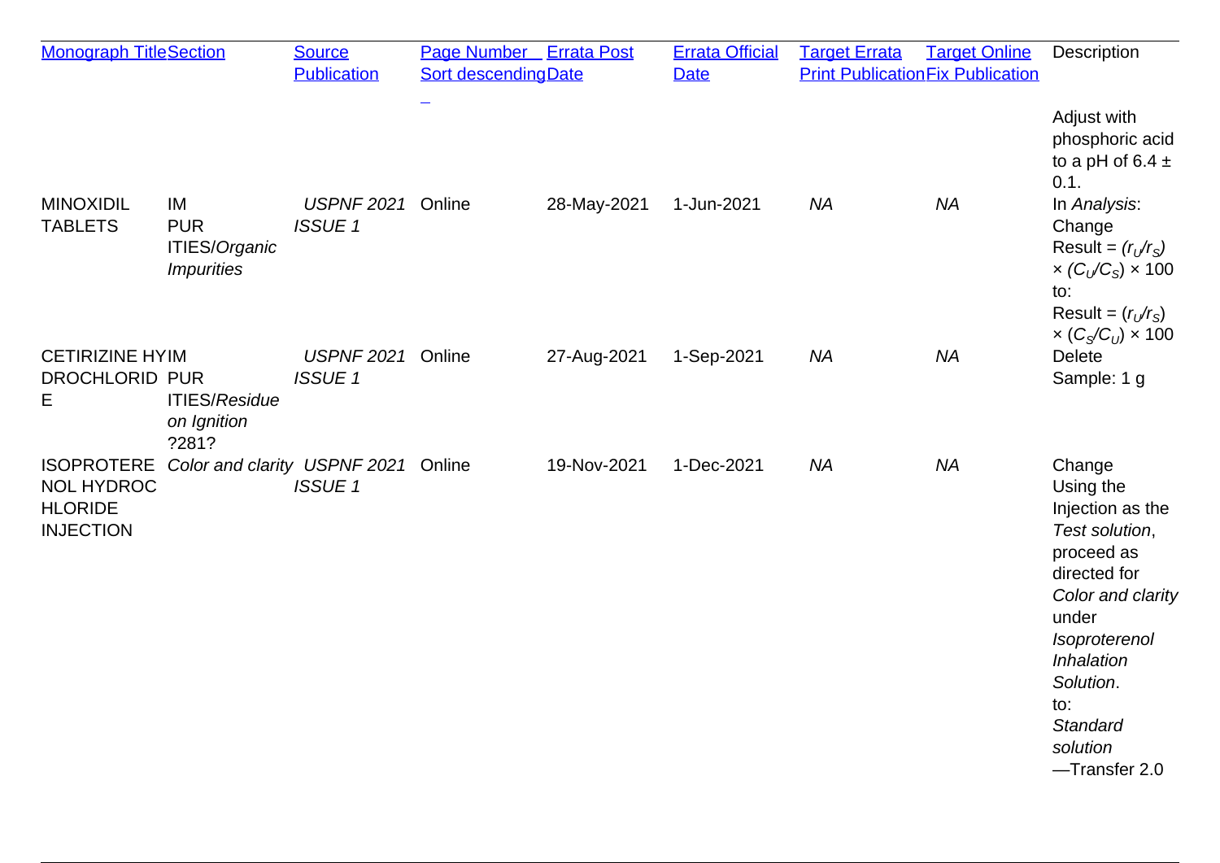| Monograph Title | Section | Source Publication | Page Number Sort descending | Errata Post Date | Errata Official Date | Target Errata Print Publication | Target Online Fix Publication | Description |
|---|---|---|---|---|---|---|---|---|
| | | | | | | | | Adjust with phosphoric acid to a pH of 6.4 ± 0.1. |
| MINOXIDIL TABLETS | IMPURITIES/*Organic Impurities* | *USPNF 2021 ISSUE 1* | Online | 28-May-2021 | 1-Jun-2021 | *NA* | *NA* | In *Analysis*: Change Result = $(r_U/r_S) \times (C_U/C_S) \times 100$ to: Result = $(r_U/r_S) \times (C_S/C_U) \times 100$ |
| CETIRIZINE HYDROCHLORIDE | IMPURITIES/*Residue on Ignition* ?281? | *USPNF 2021 ISSUE 1* | Online | 27-Aug-2021 | 1-Sep-2021 | *NA* | *NA* | Delete Sample: 1 g |
| ISOPROTERENOL HYDROCHLORIDE INJECTION | *Color and clarity* | *USPNF 2021 ISSUE 1* | Online | 19-Nov-2021 | 1-Dec-2021 | *NA* | *NA* | Change Using the Injection as the *Test solution*, proceed as directed for *Color and clarity* under *Isoproterenol Inhalation Solution*. to: *Standard solution* —Transfer 2.0 |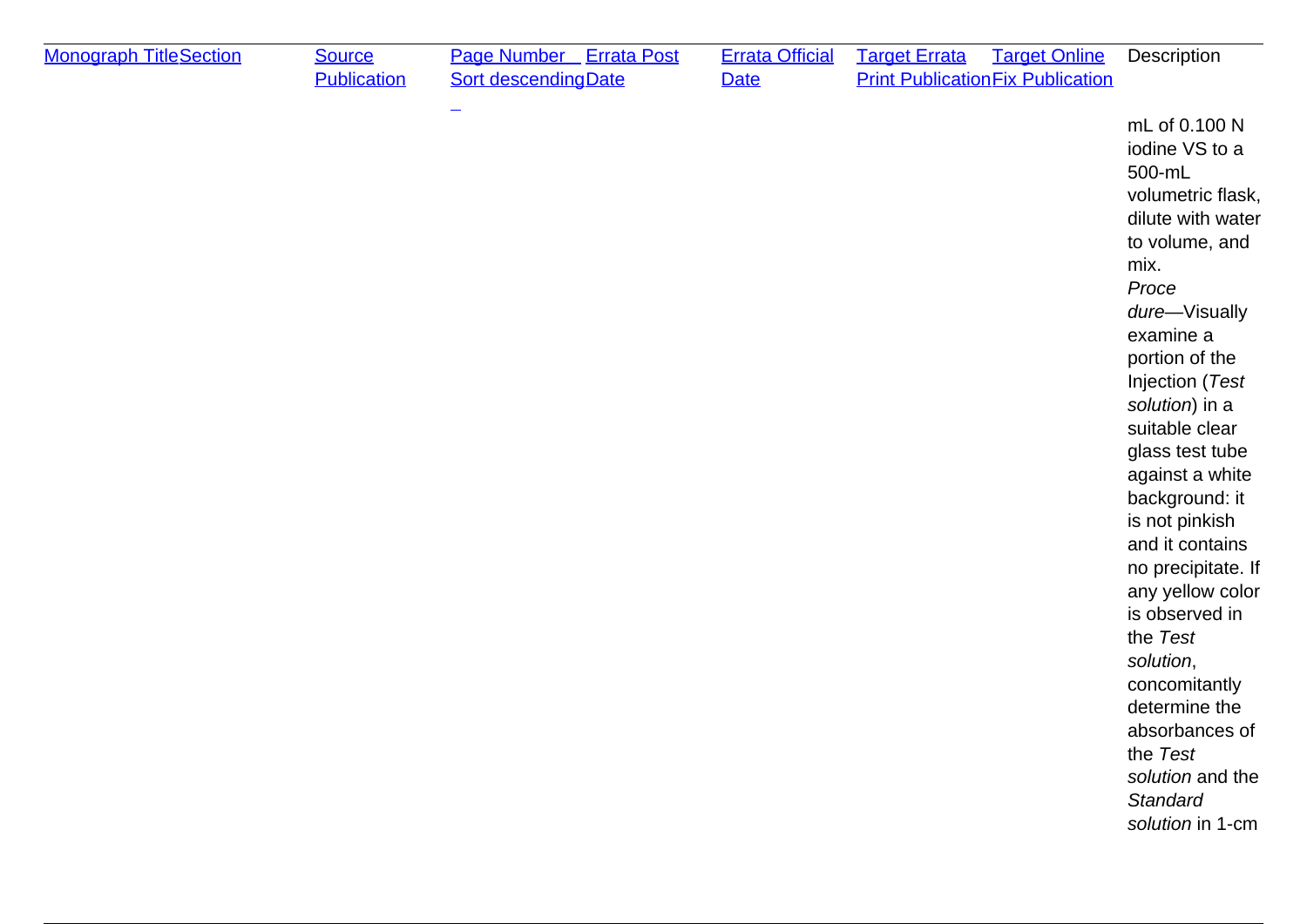| Monograph Title | Section | Source Publication | Page Number Sort descending | Errata Post Date | Errata Official Date | Target Errata Print Publication | Target Online Fix Publication | Description |
|---|---|---|---|---|---|---|---|---|
| | | | | | | | | mL of 0.100 N iodine VS to a 500-mL volumetric flask, dilute with water to volume, and mix. *Procedure*—Visually examine a portion of the Injection (*Test solution*) in a suitable clear glass test tube against a white background: it is not pinkish and it contains no precipitate. If any yellow color is observed in the *Test solution*, concomitantly determine the absorbances of the *Test solution* and the *Standard solution* in 1-cm |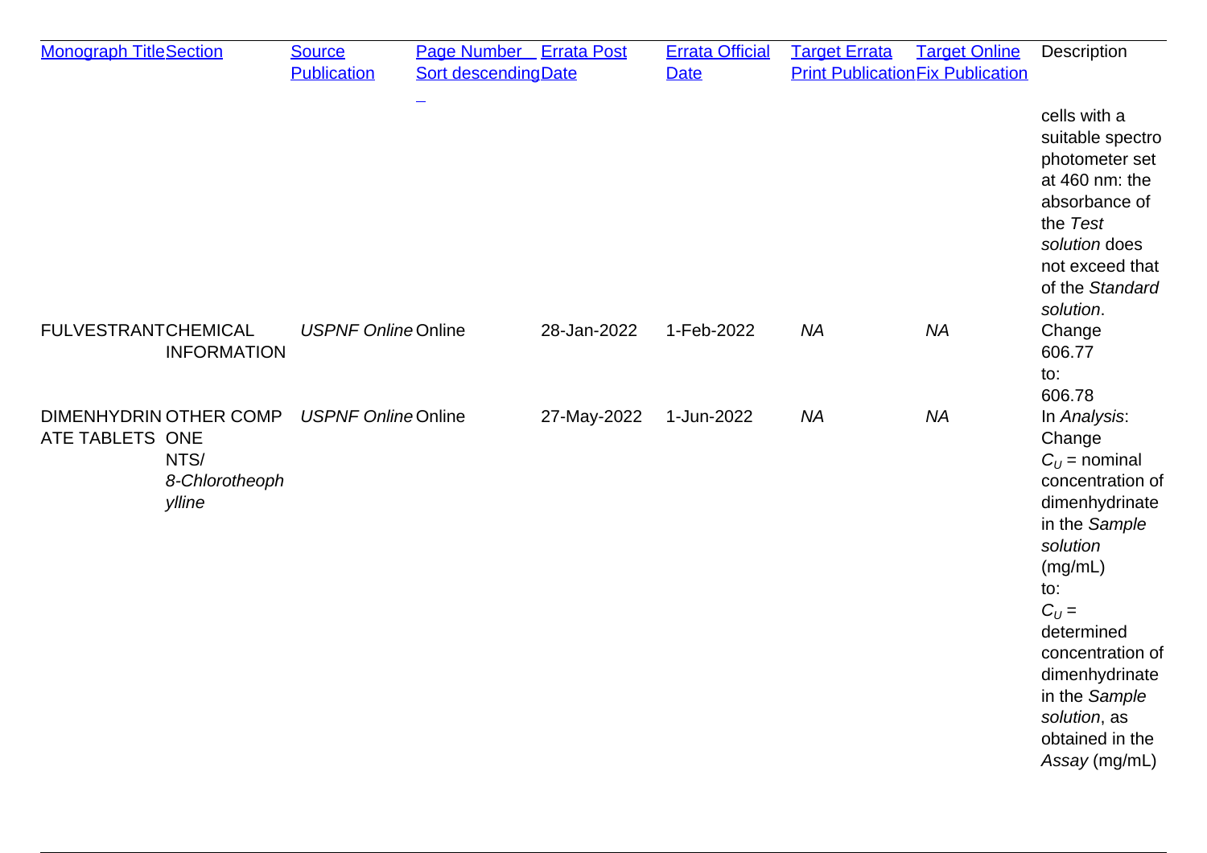| Monograph Title | Section | Source Publication | Page Number Sort descending | Errata Post Date | Errata Official Date | Target Errata Print Publication | Target Online Fix Publication | Description |
|---|---|---|---|---|---|---|---|---|
| | | | | | | | | cells with a suitable spectrophotometer set at 460 nm: the absorbance of the *Test solution* does not exceed that of the *Standard solution*. |
| FULVESTRANT | CHEMICAL INFORMATION | *USPNF Online* | Online | 28-Jan-2022 | 1-Feb-2022 | *NA* | *NA* | Change 606.77 to: 606.78 |
| DIMENHYDRINATE TABLETS | OTHER COMPONENTS/ *8-Chlorotheophylline* | *USPNF Online* | Online | 27-May-2022 | 1-Jun-2022 | *NA* | *NA* | In *Analysis*: Change $C_U$ = nominal concentration of dimenhydrinate in the *Sample solution* (mg/mL) to: $C_U$ = determined concentration of dimenhydrinate in the *Sample solution*, as obtained in the *Assay* (mg/mL) |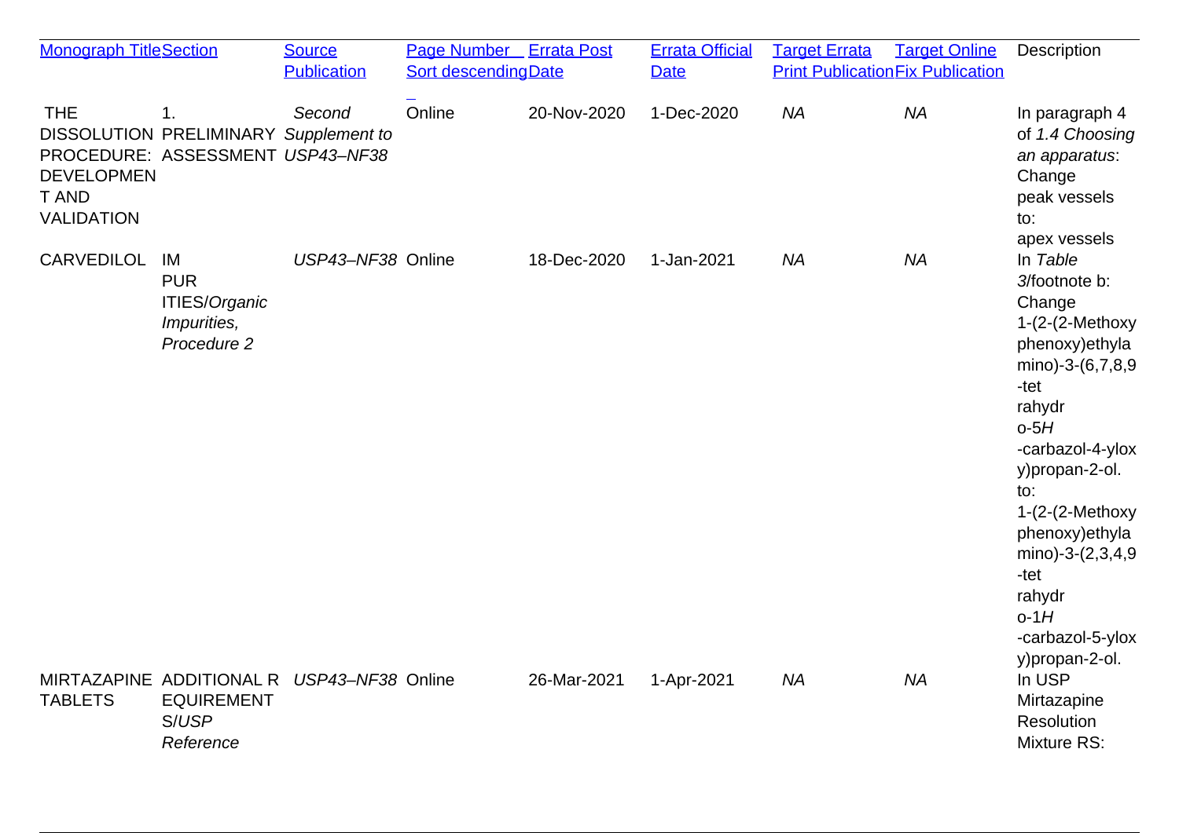| Monograph Title | Section | Source Publication | Page Number Sort descending | Errata Post Date | Errata Official Date | Target Errata Print Publication | Target Online Fix Publication | Description |
|---|---|---|---|---|---|---|---|---|
| THE DISSOLUTION PROCEDURE: DEVELOPMENT AND VALIDATION | 1. PRELIMINARY ASSESSMENT | *Second Supplement to USP43–NF38* | Online | 20-Nov-2020 | 1-Dec-2020 | *NA* | *NA* | In paragraph 4 of *1.4 Choosing an apparatus*: Change peak vessels to: apex vessels |
| CARVEDILOL | IMPURITIES/*Organic Impurities, Procedure 2* | *USP43–NF38* | Online | 18-Dec-2020 | 1-Jan-2021 | *NA* | *NA* | In *Table 3*/footnote b: Change 1-(2-(2-Methoxyphenoxy)ethylamino)-3-(6,7,8,9-tetrahydro-5*H*-carbazol-4-yloxy)propan-2-ol. to: 1-(2-(2-Methoxyphenoxy)ethylamino)-3-(2,3,4,9-tetrahydro-1*H*-carbazol-5-yloxy)propan-2-ol. |
| MIRTAZAPINE TABLETS | ADDITIONAL REQUIREMENTS/*USP Reference* | *USP43–NF38* | Online | 26-Mar-2021 | 1-Apr-2021 | *NA* | *NA* | In USP Mirtazapine Resolution Mixture RS: |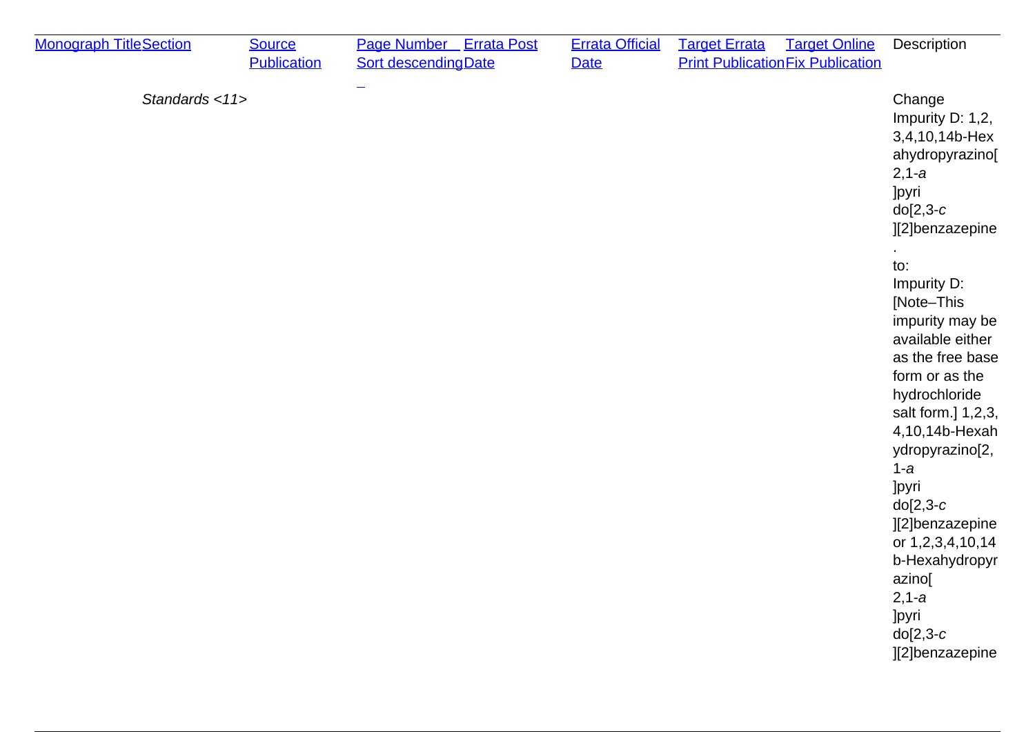| Monograph Title | Section | Source Publication | Page Number Sort descending | Errata Post Date | Errata Official Date | Target Errata Print Publication | Target Online Fix Publication | Description |
|---|---|---|---|---|---|---|---|---|
| | *Standards <11>* | | | | | | | Change Impurity D: 1,2,3,4,10,14b-Hexahydropyrazino[2,1-*a*]pyrido[2,3-*c*][2]benzazepine. to: Impurity D: [Note–This impurity may be available either as the free base form or as the hydrochloride salt form.] 1,2,3,4,10,14b-Hexahydropyrazino[2,1-*a*]pyrido[2,3-*c*][2]benzazepine or 1,2,3,4,10,14b-Hexahydropyrazino[2,1-*a*]pyrido[2,3-*c*][2]benzazepine |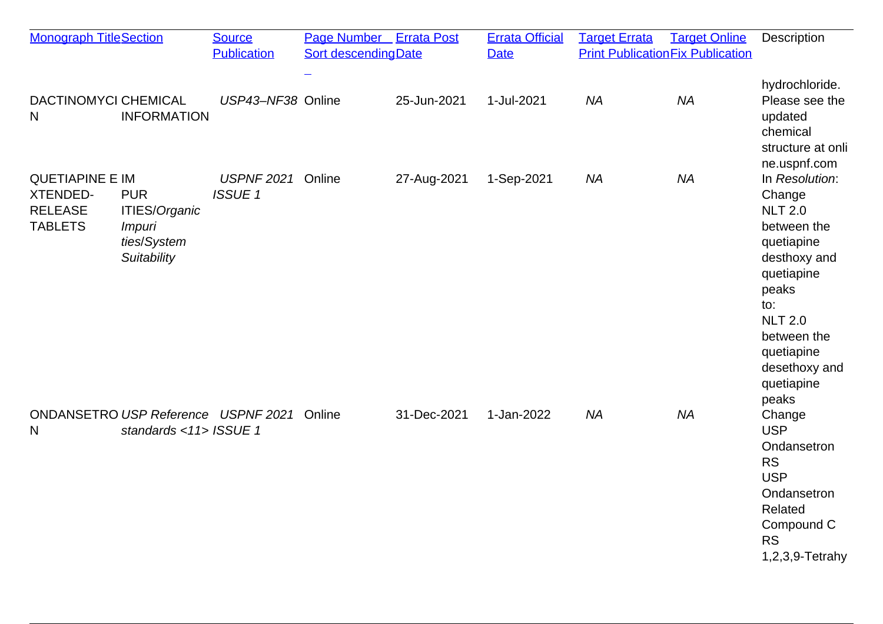| Monograph Title | Section | Source Publication | Page Number Sort descending | Errata Post Date | Errata Official Date | Target Errata Print Publication | Target Online Fix Publication | Description |
|---|---|---|---|---|---|---|---|---|
| | | | | | | | | hydrochloride. |
| DACTINOMYCIN | CHEMICAL INFORMATION | *USP43–NF38* | Online | 25-Jun-2021 | 1-Jul-2021 | *NA* | *NA* | Please see the updated chemical structure at online.uspnf.com |
| QUETIAPINE EXTENDED-RELEASE TABLETS | IMPURITIES/*Organic Impurities*/*System Suitability* | *USPNF 2021 ISSUE 1* | Online | 27-Aug-2021 | 1-Sep-2021 | *NA* | *NA* | In *Resolution*: Change NLT 2.0 between the quetiapine desthoxy and quetiapine peaks to: NLT 2.0 between the quetiapine desethoxy and quetiapine peaks |
| ONDANSETRON | *USP Reference standards <11>* | *USPNF 2021 ISSUE 1* | Online | 31-Dec-2021 | 1-Jan-2022 | *NA* | *NA* | Change USP Ondansetron RS USP Ondansetron Related Compound C RS 1,2,3,9-Tetrahy |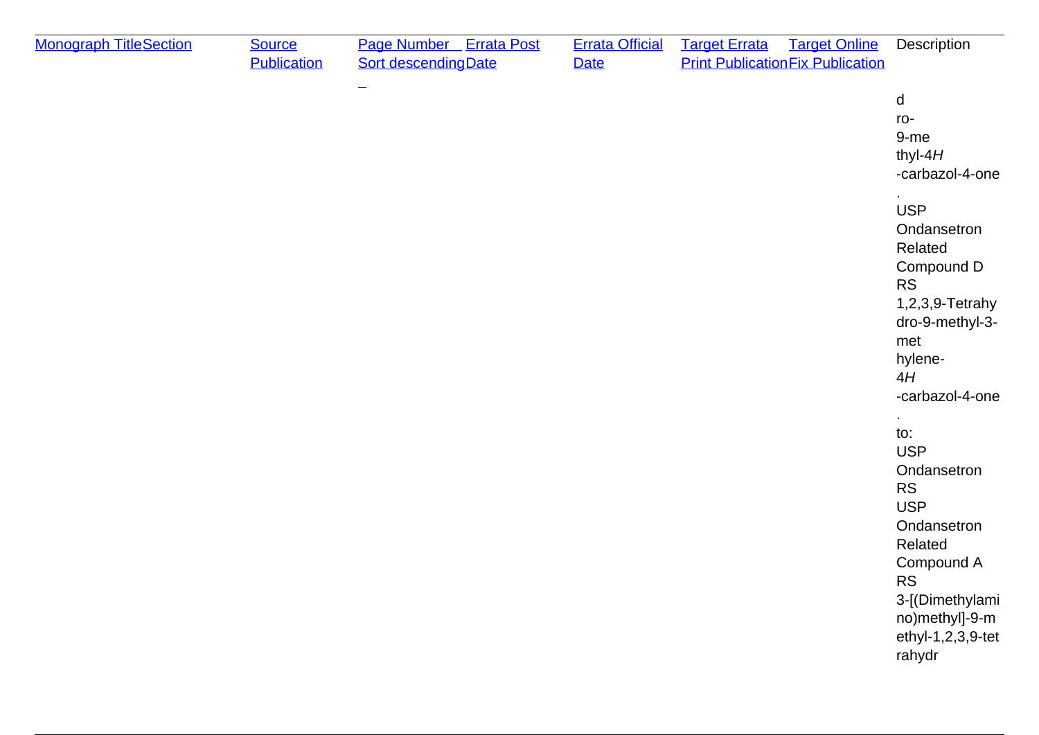| Monograph Title | Section | Source Publication | Page Number Sort descending | Errata Post Date | Errata Official Date | Target Errata Print Publication | Target Online Fix Publication | Description |
|---|---|---|---|---|---|---|---|---|
| | | | | | | | | dro-9-methyl-4*H*-carbazol-4-one. USP Ondansetron Related Compound D RS 1,2,3,9-Tetrahydro-9-methyl-3-methylene-4*H*-carbazol-4-one. to: USP Ondansetron RS USP Ondansetron Related Compound A RS 3-[(Dimethylamino)methyl]-9-methyl-1,2,3,9-tetrahydr |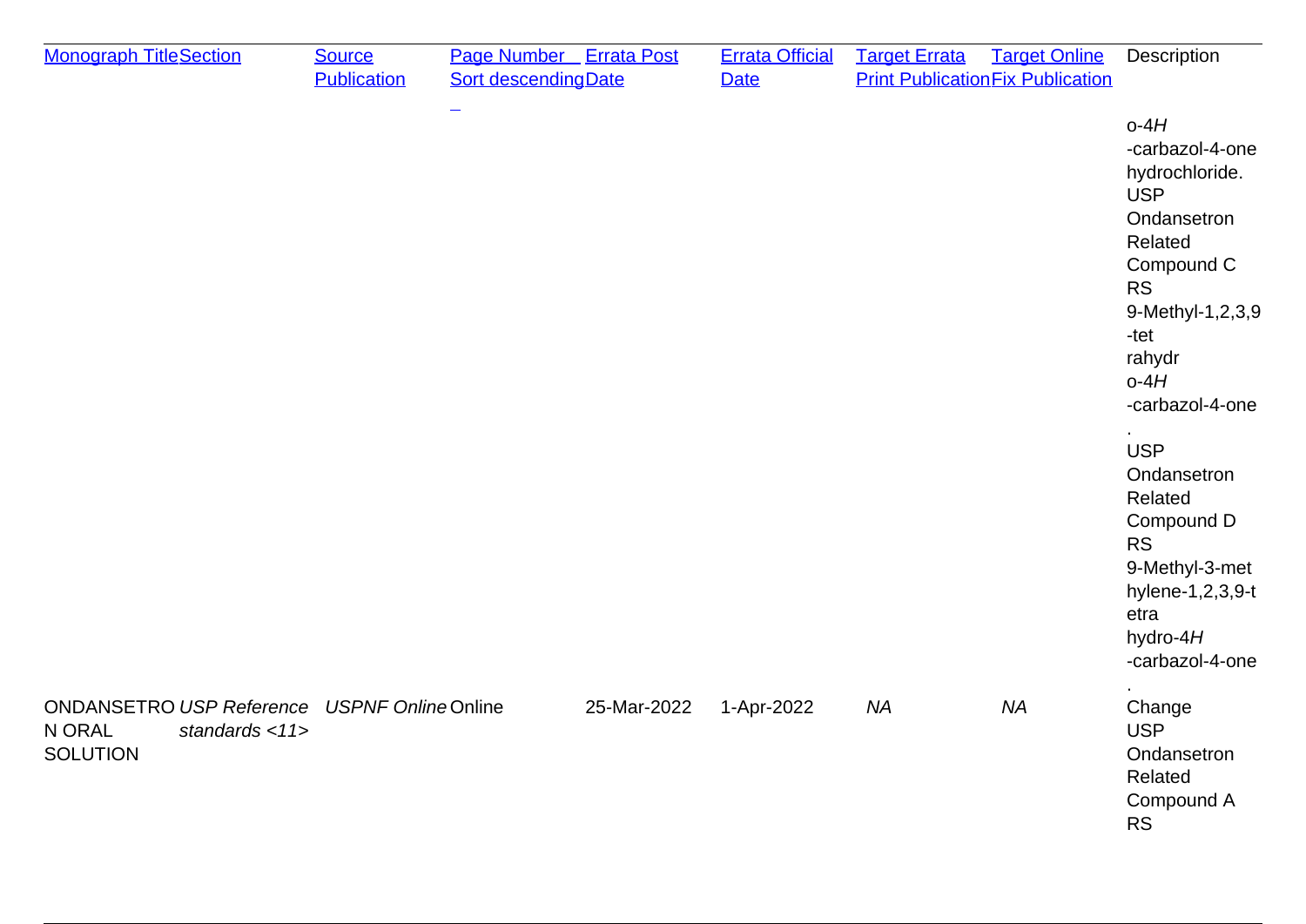| Monograph Title | Section | Source Publication | Page Number Sort descending | Errata Post Date | Errata Official Date | Target Errata Print Publication | Target Online Fix Publication | Description |
|---|---|---|---|---|---|---|---|---|
| | | | | | | | | o-4*H*-carbazol-4-one hydrochloride. USP Ondansetron Related Compound C RS 9-Methyl-1,2,3,9-tetrahydro-4*H*-carbazol-4-one. USP Ondansetron Related Compound D RS 9-Methyl-3-methylene-1,2,3,9-tetrahydro-4*H*-carbazol-4-one. |
| ONDANSETRON ORAL SOLUTION | *USP Reference standards <11>* | *USPNF Online* | Online | 25-Mar-2022 | 1-Apr-2022 | *NA* | *NA* | Change USP Ondansetron Related Compound A RS |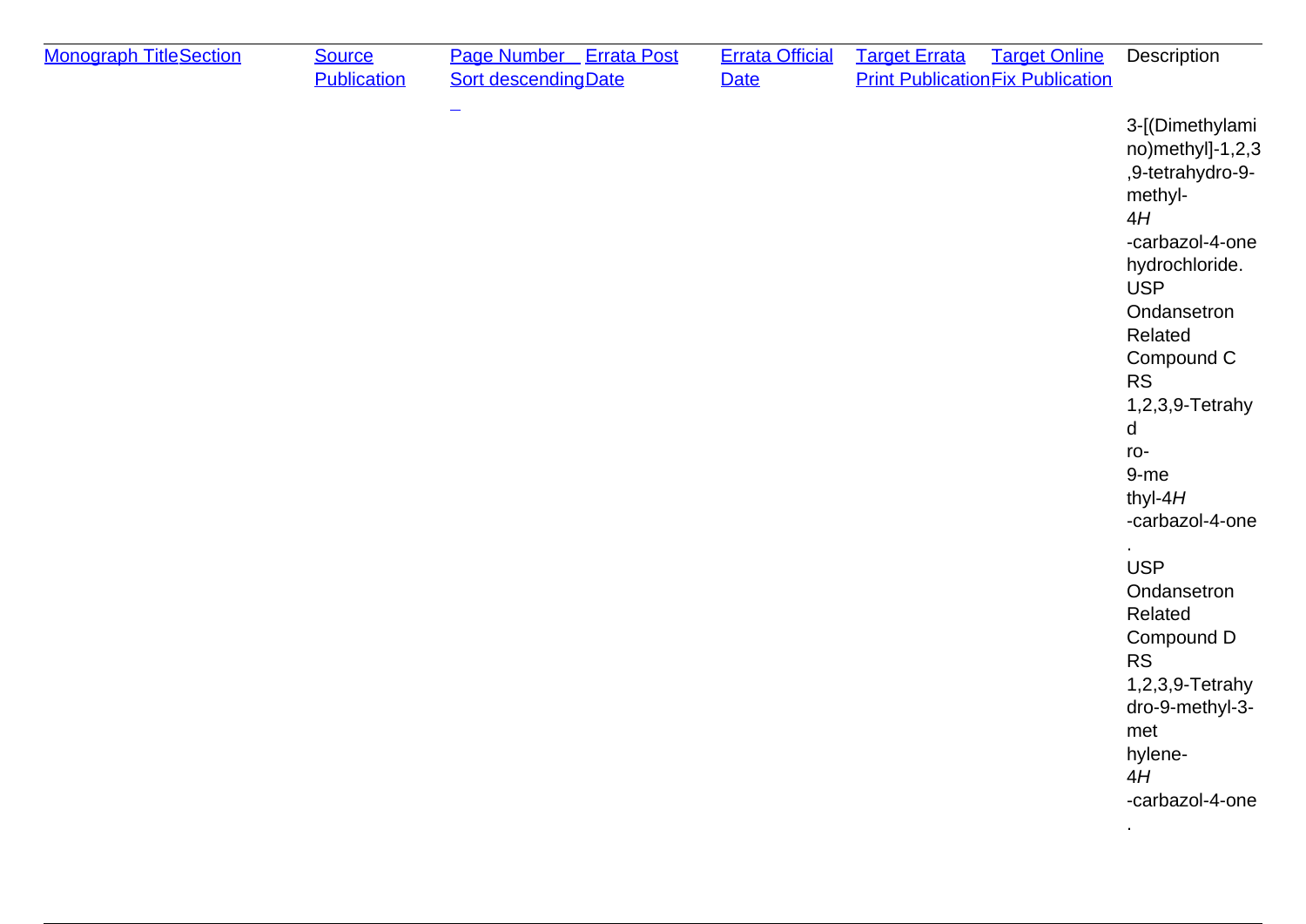| Monograph Title | Section | Source Publication | Page Number Sort descending | Errata Post Date | Errata Official Date | Target Errata Print Publication | Target Online Fix Publication | Description |
| --- | --- | --- | --- | --- | --- | --- | --- | --- |
| | | | | | | | | 3-[(Dimethylamino)methyl]-1,2,3,9-tetrahydro-9-methyl-4*H*-carbazol-4-one hydrochloride. USP Ondansetron Related Compound C RS 1,2,3,9-Tetrahydro-9-methyl-4*H*-carbazol-4-one. USP Ondansetron Related Compound D RS 1,2,3,9-Tetrahydro-9-methyl-3-methylene-4*H*-carbazol-4-one. |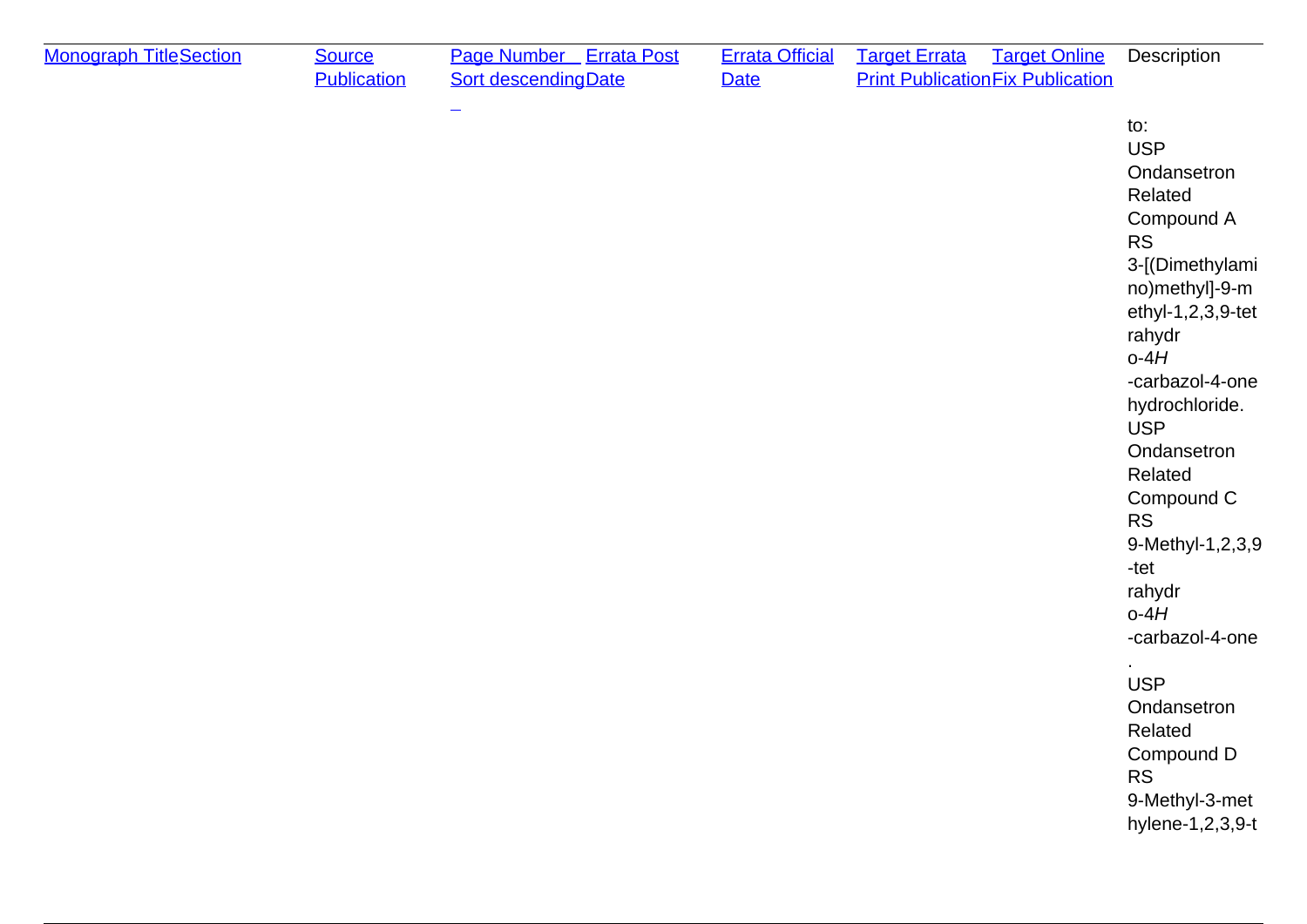| Monograph Title | Section | Source Publication | Page Number Sort descending | Errata Post Date | Errata Official Date | Target Errata Print Publication | Target Online Fix Publication | Description |
|---|---|---|---|---|---|---|---|---|
| | | | | | | | | to: USP Ondansetron Related Compound A RS 3-[(Dimethylamino)methyl]-9-methyl-1,2,3,9-tetrahydro-4*H*-carbazol-4-one hydrochloride. USP Ondansetron Related Compound C RS 9-Methyl-1,2,3,9-tetrahydro-4*H*-carbazol-4-one. USP Ondansetron Related Compound D RS 9-Methyl-3-methylene-1,2,3,9-t |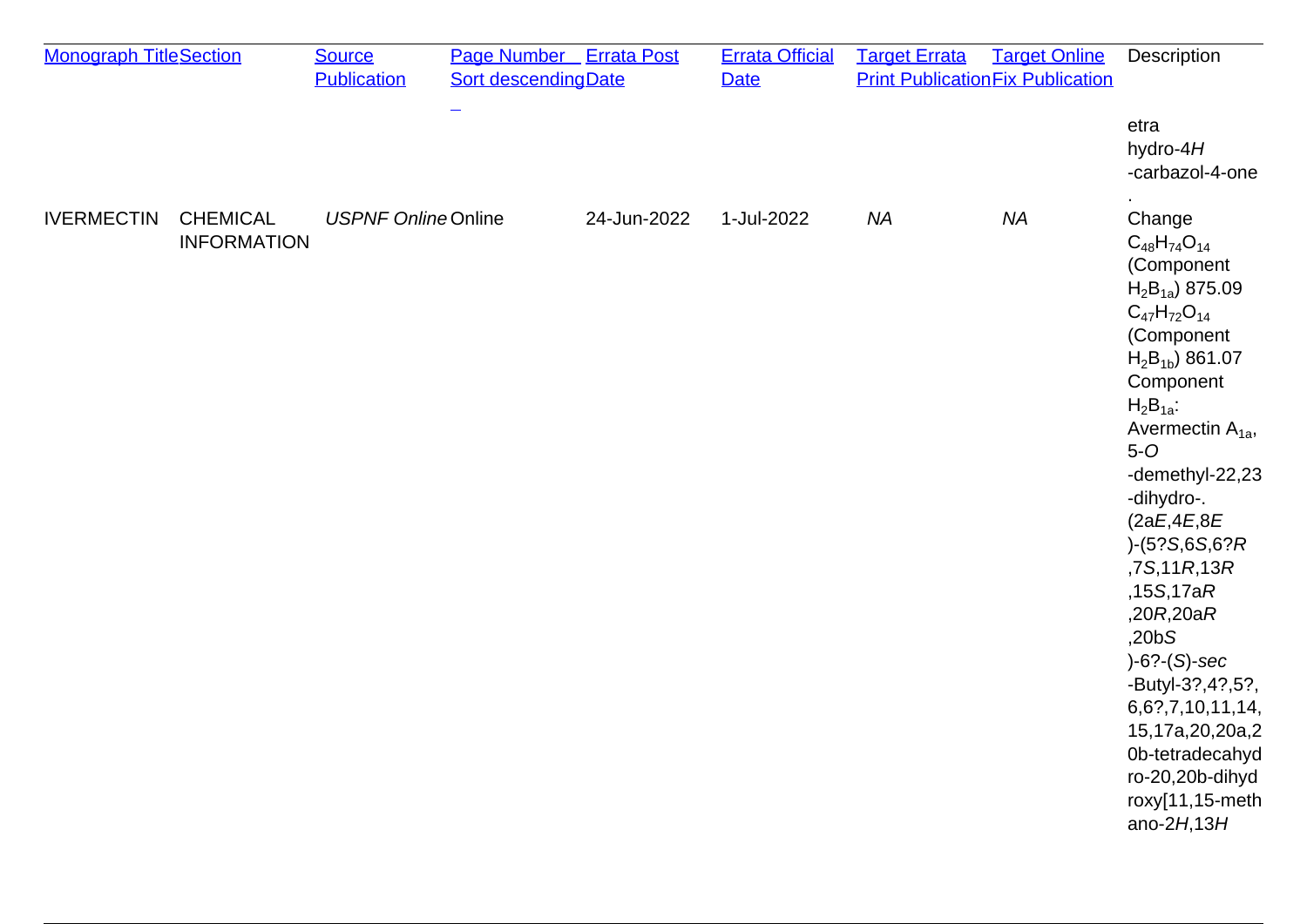| Monograph Title | Section | Source Publication | Page Number Sort descending | Errata Post Date | Errata Official Date | Target Errata Print Publication | Target Online Fix Publication | Description |
|---|---|---|---|---|---|---|---|---|
| | | | | | | | | etra hydro-4*H* -carbazol-4-one . |
| IVERMECTIN | CHEMICAL INFORMATION | *USPNF Online* | Online | 24-Jun-2022 | 1-Jul-2022 | *NA* | *NA* | Change $C_{48}H_{74}O_{14}$ (Component $H_2B_{1a}$) 875.09 $C_{47}H_{72}O_{14}$ (Component $H_2B_{1b}$) 861.07 Component $H_2B_{1a}$: Avermectin $A_{1a}$, 5-*O* -demethyl-22,23 -dihydro-. (2a*E*,4*E*,8*E* )-(5?*S*,6*S*,6?*R* ,7*S*,11*R*,13*R* ,15*S*,17a*R* ,20*R*,20a*R* ,20b*S* )-6?-(*S*)-*sec* -Butyl-3?,4?,5?, 6,6?,7,10,11,14, 15,17a,20,20a,2 0b-tetradecahyd ro-20,20b-dihyd roxy[11,15-meth ano-2*H*,13*H* |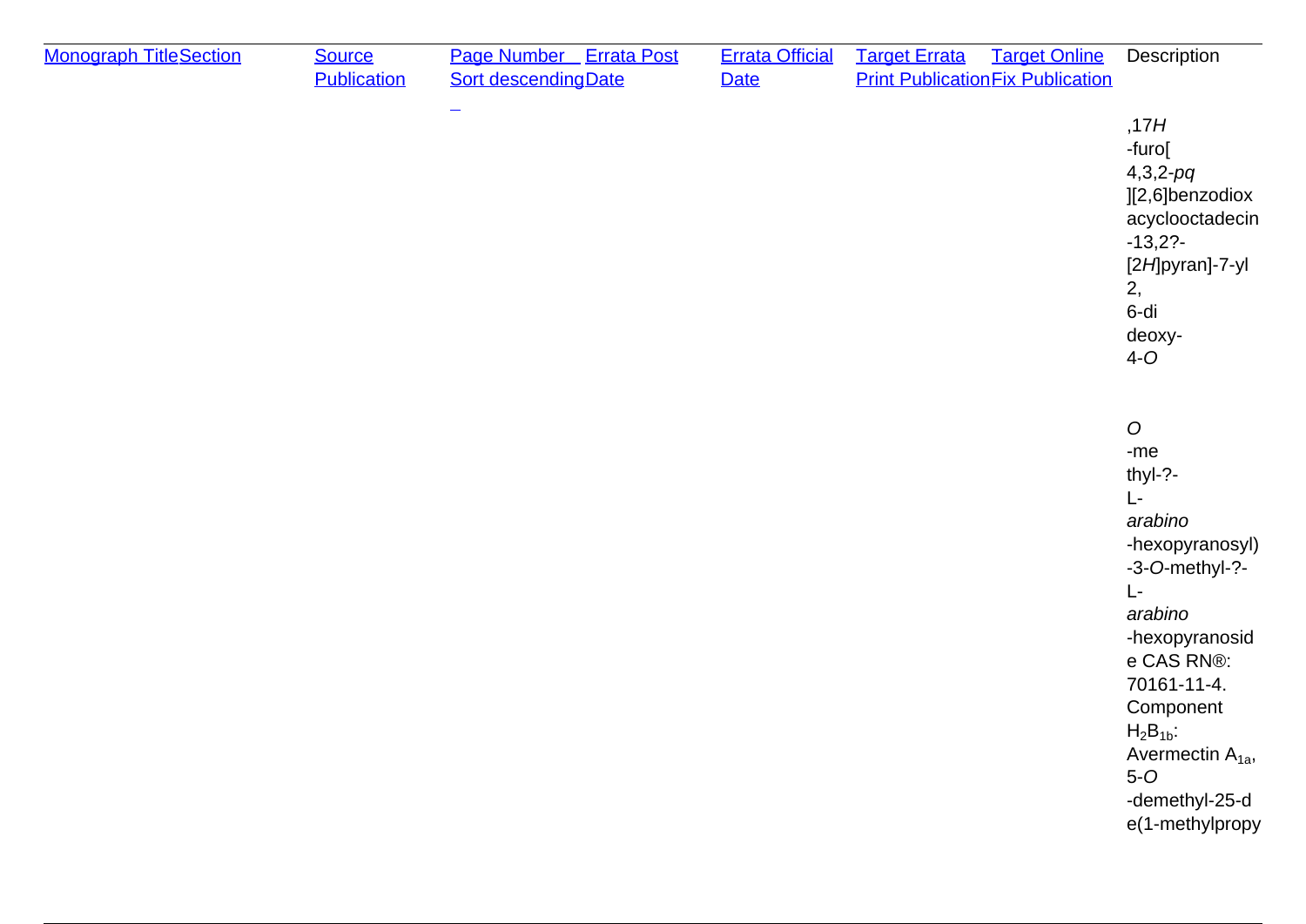| Monograph Title | Section | Source Publication | Page Number Sort descending | Errata Post Date | Errata Official Date | Target Errata Print Publication | Target Online Fix Publication | Description |
|---|---|---|---|---|---|---|---|---|
| | | | | | | | | ,17*H* -furo[ 4,3,2-*pq* ][2,6]benzodioxacyclooctadecin-13,2?-[2*H*]pyran]-7-yl 2, 6-di deoxy- 4-*O* *O* -methyl-?- L- *arabino* -hexopyranosyl)-3-*O*-methyl-?- L- *arabino* -hexopyranoside CAS RN®: 70161-11-4. Component $H_2B_{1b}$: Avermectin $A_{1a}$, 5-*O* -demethyl-25-de(1-methylpropy |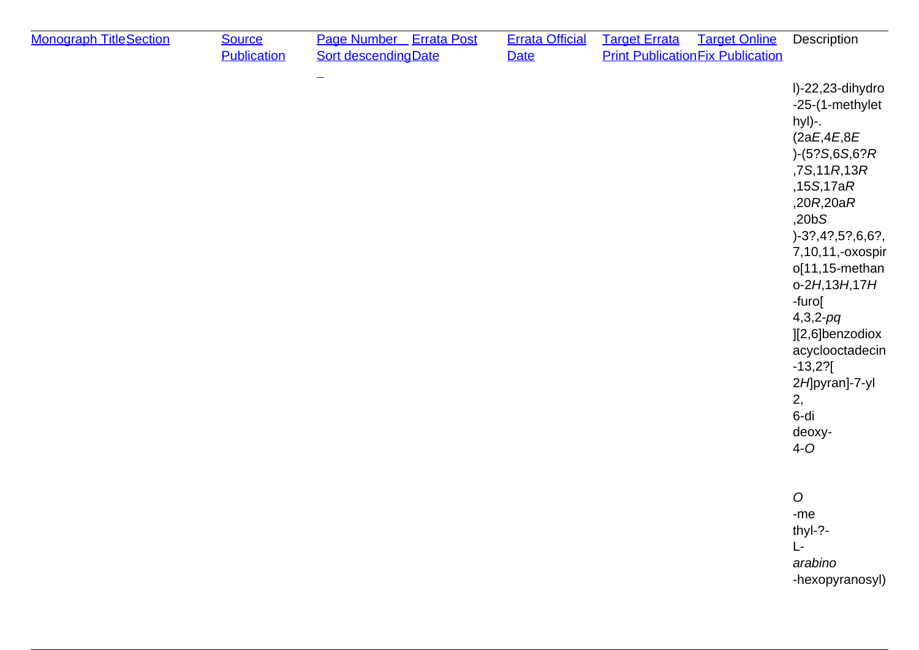| Monograph Title | Section | Source Publication | Page Number Sort descending | Errata Post Date | Errata Official Date | Target Errata Print Publication | Target Online Fix Publication | Description |
|---|---|---|---|---|---|---|---|---|
| | | | | | | | | l)-22,23-dihydro-25-(1-methylethyl)-. (2a*E*,4*E*,8*E*)-(5?*S*,6*S*,6?*R*,7*S*,11*R*,13*R*,15*S*,17a*R*,20*R*,20a*R*,20b*S*)-3?,4?,5?,6,6?,7,10,11,-oxospiro[11,15-methano-2*H*,13*H*,17*H*-furo[4,3,2-*pq*][2,6]benzodioxacyclooctadecin-13,2?[2*H*]pyran]-7-yl 2,6-dideoxy-4-*O* *O*-methyl-?-L-*arabino*-hexopyranosyl) |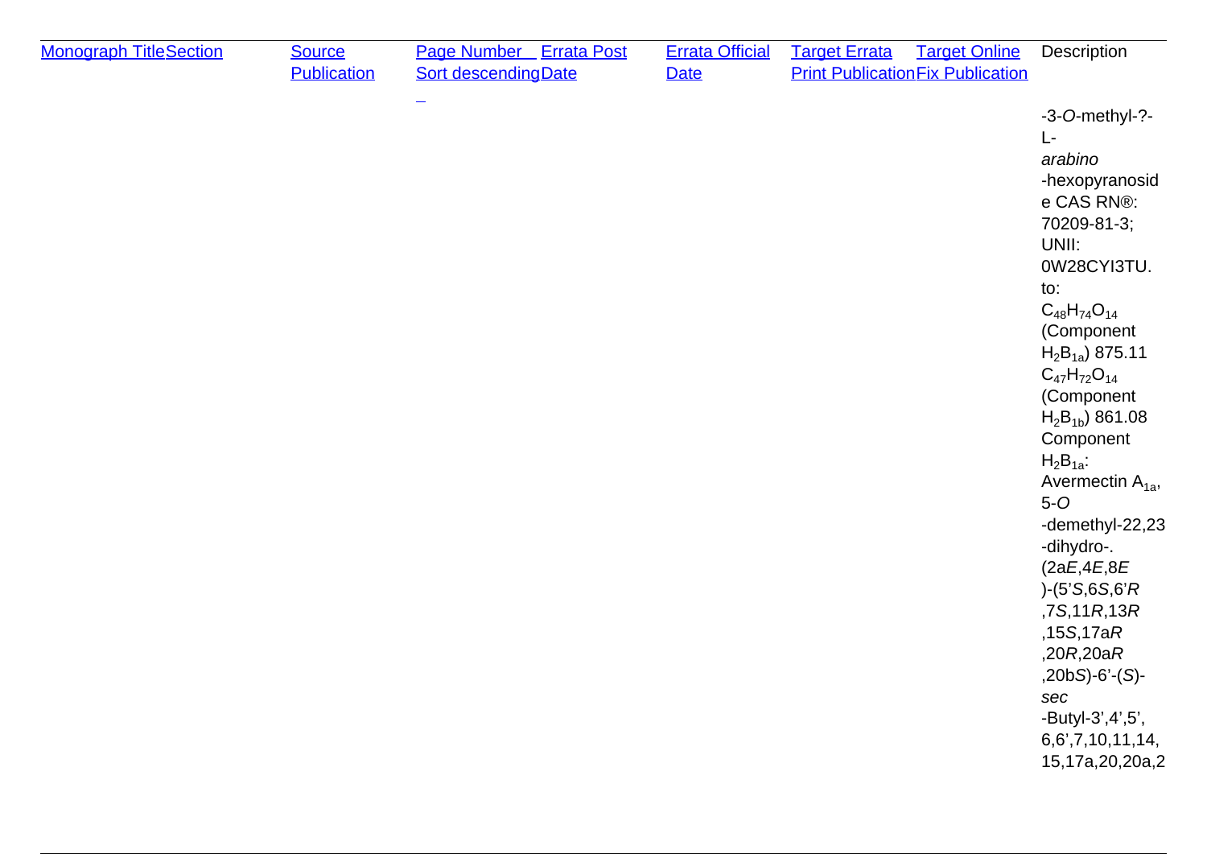| Monograph Title | Section | Source Publication | Page Number Sort descending | Errata Post Date | Errata Official Date | Target Errata Print Publication | Target Online Fix Publication | Description |
|---|---|---|---|---|---|---|---|---|
| | | | | | | | | -3-*O*-methyl-?-L-*arabino*-hexopyranoside CAS RN®: 70209-81-3; UNII: 0W28CYI3TU. to: $C_{48}H_{74}O_{14}$ (Component $H_2B_{1a}$) 875.11 $C_{47}H_{72}O_{14}$ (Component $H_2B_{1b}$) 861.08 Component $H_2B_{1a}$: Avermectin $A_{1a}$, 5-*O*-demethyl-22,23-dihydro-. (2a*E*,4*E*,8*E*)-(5'*S*,6*S*,6'*R*,7*S*,11*R*,13*R*,15*S*,17a*R*,20*R*,20a*R*,20b*S*)-6'-(*S*)-*sec*-Butyl-3',4',5',6,6',7,10,11,14,15,17a,20,20a,2 |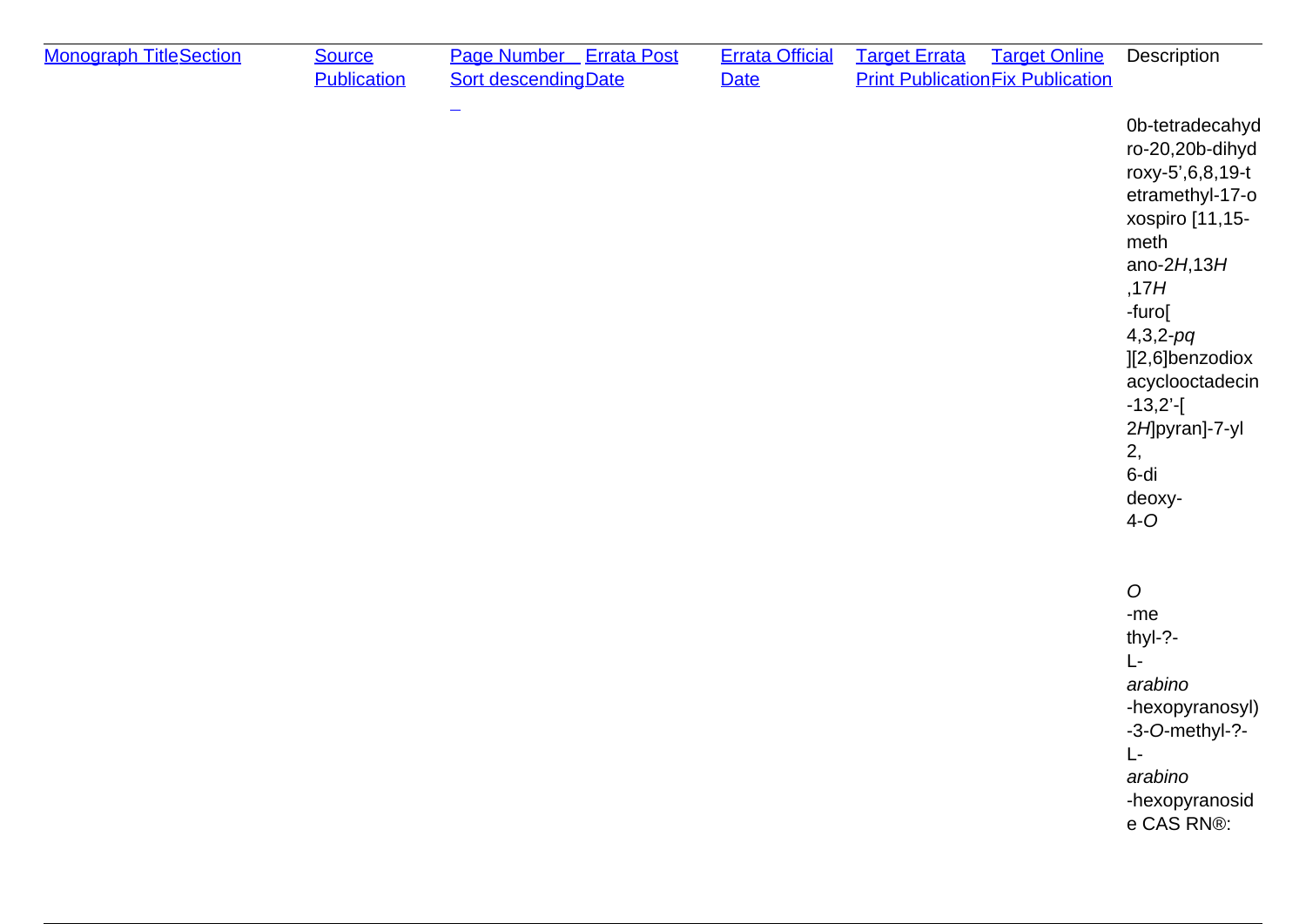| Monograph Title | Section | Source Publication | Page Number Sort descending | Errata Post Date | Errata Official Date | Target Errata Print Publication | Target Online Fix Publication | Description |
|---|---|---|---|---|---|---|---|---|
| | | | | | | | | 0b-tetradecahydro-20,20b-dihydroxy-5’,6,8,19-tetramethyl-17-oxospiro [11,15-methano-2*H*,13*H*,17*H*-furo[4,3,2-*pq*][2,6]benzodioxacyclooctadecin-13,2’-[2*H*]pyran]-7-yl 2,6-dideoxy-4-*O* *O*-methyl-?-L-*arabino*-hexopyranosyl)-3-*O*-methyl-?-L-*arabino*-hexopyranoside CAS RN®: |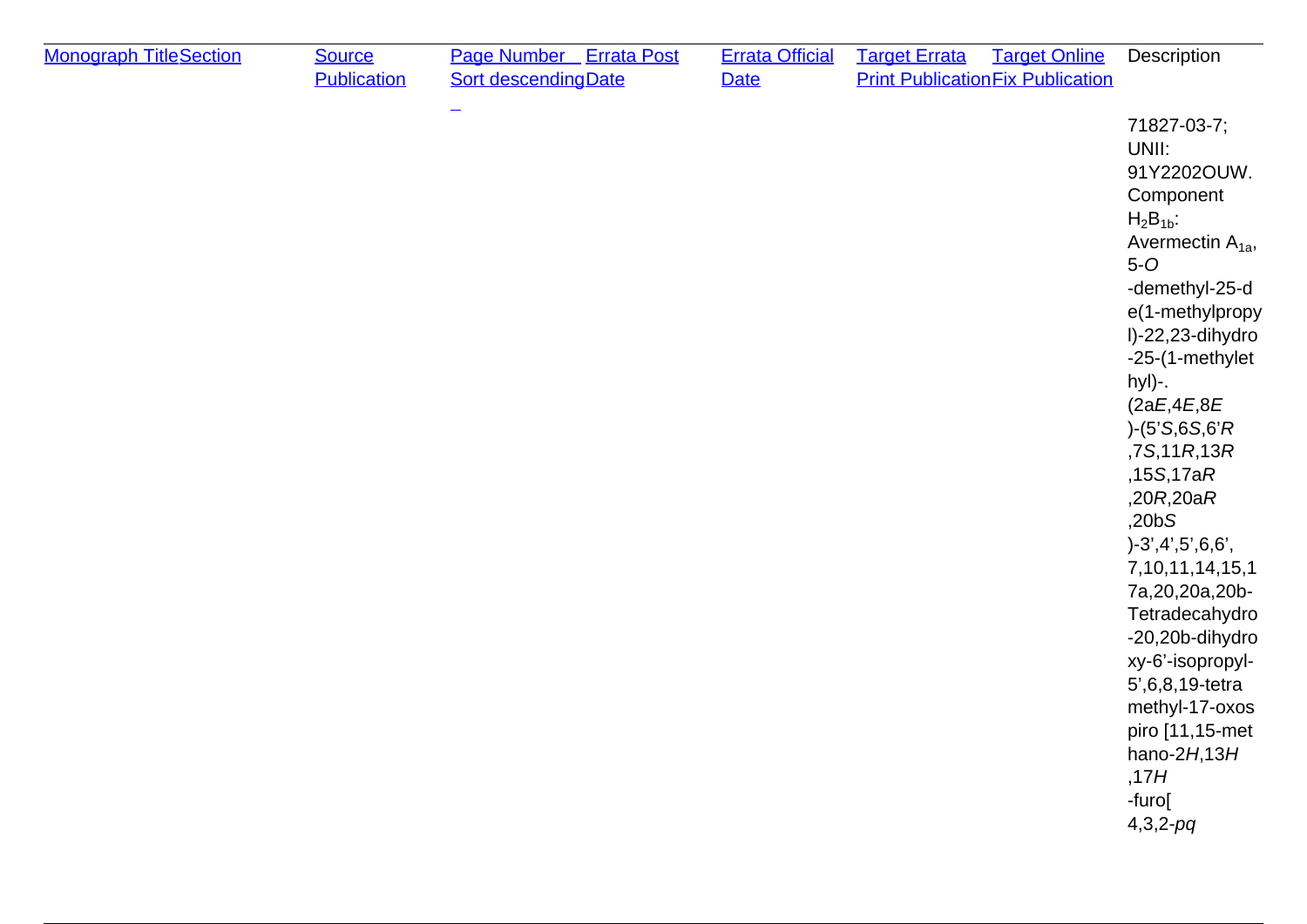| [Monograph Title](#) | [Section](#) | [Source Publication](#) | [Page Number Sort descending](#) | [Errata Post Date](#) | [Errata Official Date](#) | [Target Errata Print Publication](#) | [Target Online Fix Publication](#) | Description |
|---|---|---|---|---|---|---|---|---|
| | | | | | | | | 71827-03-7; UNII: 91Y2202OUW. Component $H_2B_{1b}$: Avermectin $A_{1a}$, 5-*O*-demethyl-25-de(1-methylpropyl)-22,23-dihydro-25-(1-methylethyl)-. (2a*E*,4*E*,8*E*)-(5'*S*,6*S*,6'*R*,7*S*,11*R*,13*R*,15*S*,17a*R*,20*R*,20a*R*,20b*S*)-3',4',5',6,6',7,10,11,14,15,17a,20,20a,20b-Tetradecahydro-20,20b-dihydroxy-6'-isopropyl-5',6,8,19-tetramethyl-17-oxospiro [11,15-methano-2*H*,13*H*,17*H*-furo[4,3,2-*pq* |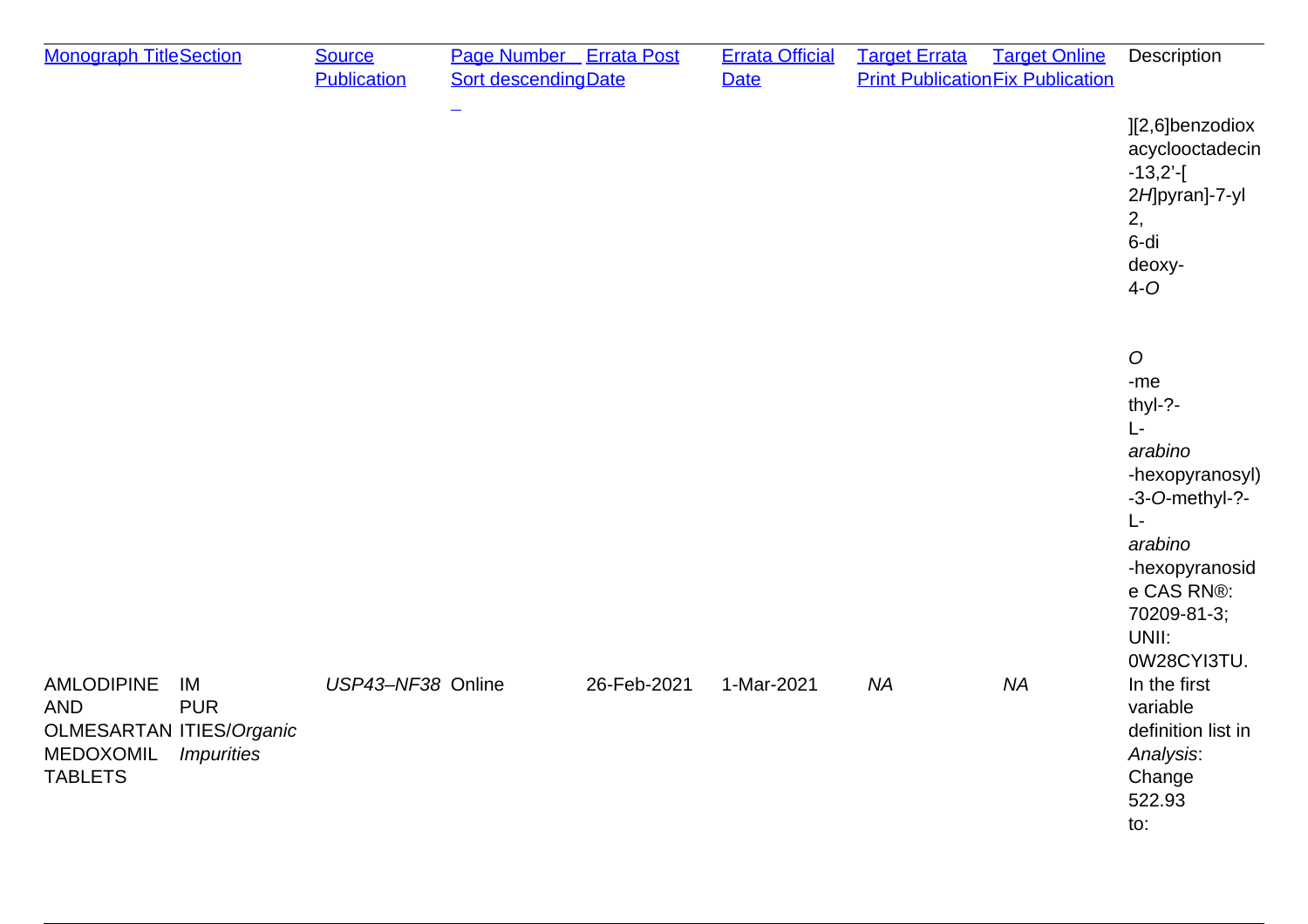| Monograph Title | Section | Source Publication | Page Number Sort descending | Errata Post Date | Errata Official Date | Target Errata Print Publication | Target Online Fix Publication | Description |
|---|---|---|---|---|---|---|---|---|
| | | | | | | | | ][2,6]benzodioxacyclooctadecin-13,2'-[2*H*]pyran]-7-yl 2,6-dideoxy-4-*O* *O*-methyl-?-L-*arabino*-hexopyranosyl)-3-*O*-methyl-?-L-*arabino*-hexopyranoside CAS RN®: 70209-81-3; UNII: 0W28CYI3TU. |
| AMLODIPINE AND OLMESARTAN MEDOXOMIL TABLETS | IMPURITIES/*Organic Impurities* | *USP43–NF38* | Online | 26-Feb-2021 | 1-Mar-2021 | *NA* | *NA* | In the first variable definition list in *Analysis*: Change 522.93 to: |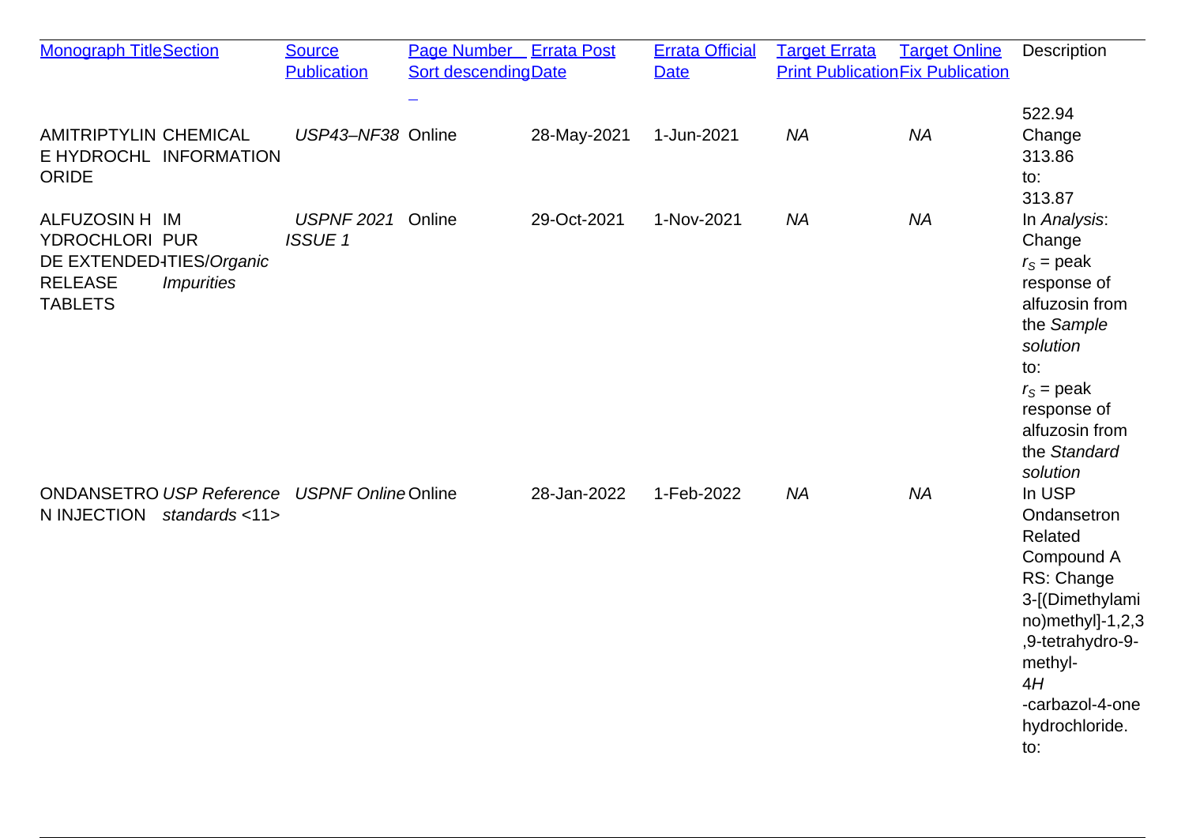| [Monograph Title]() | [Section]() | [Source Publication]() | [Page Number Sort descending]() | [Errata Post Date]() | [Errata Official Date]() | [Target Errata Print Publication]() | [Target Online Fix Publication]() | Description |
|---|---|---|---|---|---|---|---|---|
| AMITRIPTYLINE HYDROCHLORIDE | CHEMICAL INFORMATION | *USP43–NF38* | Online | 28-May-2021 | 1-Jun-2021 | *NA* | *NA* | 522.94 Change 313.86 to: 313.87 |
| ALFUZOSIN HYDROCHLORIDE EXTENDED-RELEASE TABLETS | IMPURITIES/*Organic Impurities* | *USPNF 2021 ISSUE 1* | Online | 29-Oct-2021 | 1-Nov-2021 | *NA* | *NA* | In *Analysis*: Change $r_S$ = peak response of alfuzosin from the *Sample solution* to: $r_S$ = peak response of alfuzosin from the *Standard solution* |
| ONDANSETRON INJECTION | *USP Reference standards* <11> | *USPNF Online* | Online | 28-Jan-2022 | 1-Feb-2022 | *NA* | *NA* | In USP Ondansetron Related Compound A RS: Change 3-[(Dimethylamino)methyl]-1,2,3,9-tetrahydro-9-methyl-4*H*-carbazol-4-one hydrochloride. to: |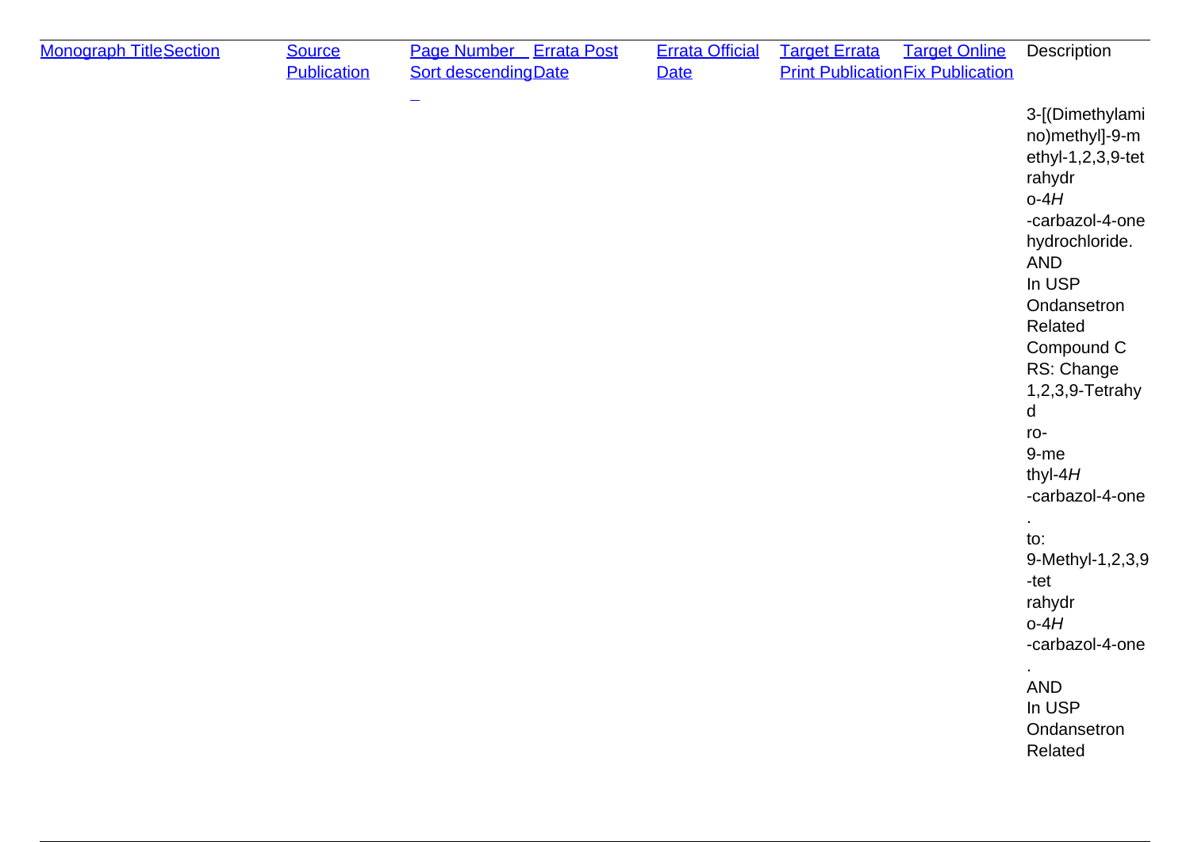| Monograph Title | Section | Source Publication | Page Number Sort descending | Errata Post Date | Errata Official Date | Target Errata Print Publication | Target Online Fix Publication | Description |
| --- | --- | --- | --- | --- | --- | --- | --- | --- |
| | | | | | | | | 3-[(Dimethylamino)methyl]-9-methyl-1,2,3,9-tetrahydro-4*H*-carbazol-4-one hydrochloride. AND In USP Ondansetron Related Compound C RS: Change 1,2,3,9-Tetrahydro-9-methyl-4*H*-carbazol-4-one. to: 9-Methyl-1,2,3,9-tetrahydro-4*H*-carbazol-4-one. AND In USP Ondansetron Related |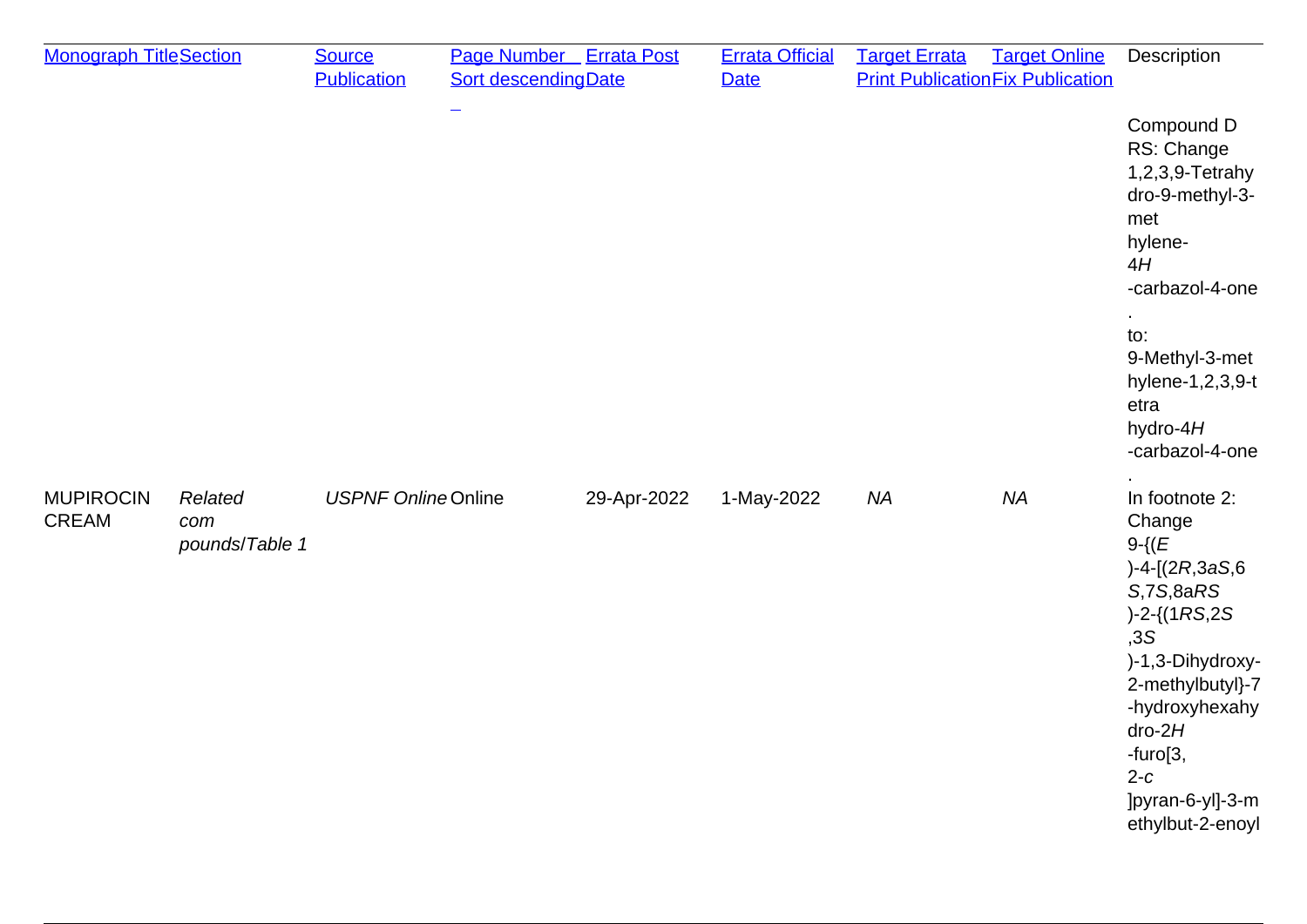| Monograph Title | Section | Source Publication | Page Number Sort descending | Errata Post Date | Errata Official Date | Target Errata Print Publication | Target Online Fix Publication | Description |
|---|---|---|---|---|---|---|---|---|
| | | | | | | | | Compound D RS: Change 1,2,3,9-Tetrahydro-9-methyl-3-methylene-4*H*-carbazol-4-one. to: 9-Methyl-3-methylene-1,2,3,9-tetrahydro-4*H*-carbazol-4-one. |
| MUPIROCIN CREAM | *Related compounds/Table 1* | *USPNF Online* | Online | 29-Apr-2022 | 1-May-2022 | *NA* | *NA* | In footnote 2: Change 9-{(*E*)-4-[(2*R*,3*aS*,6*S*,7*S*,8a*RS*)-2-{(1*RS*,2*S*,3*S*)-1,3-Dihydroxy-2-methylbutyl}-7-hydroxyhexahydro-2*H*-furo[3,2-*c*]pyran-6-yl]-3-methylbut-2-enoyl |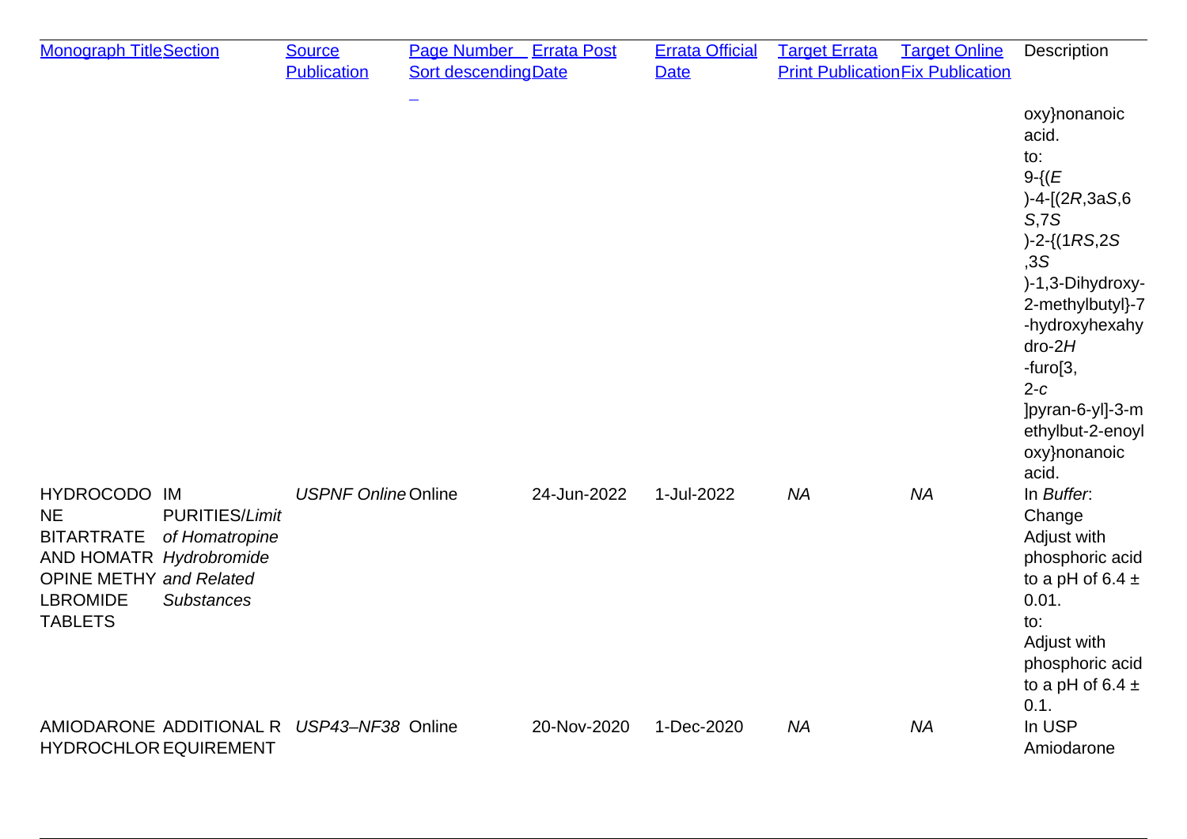| Monograph Title | Section | Source Publication | Page Number Sort descending | Errata Post Date | Errata Official Date | Target Errata Print Publication | Target Online Fix Publication | Description |
|---|---|---|---|---|---|---|---|---|
| | | | | | | | | oxy}nonanoic acid. to: 9-{(*E*)-4-[(2*R*,3a*S*,6*S*,7*S*)-2-{(1*RS*,2*S*,3*S*)-1,3-Dihydroxy-2-methylbutyl}-7-hydroxyhexahydro-2*H*-furo[3,2-*c*]pyran-6-yl]-3-methylbut-2-enoyloxy}nonanoic acid. |
| HYDROCODONE BITARTRATE AND HOMATROPINE METHYLBROMIDE TABLETS | IMPURITIES/*Limit of Homatropine Hydrobromide and Related Substances* | *USPNF Online* | Online | 24-Jun-2022 | 1-Jul-2022 | *NA* | *NA* | In *Buffer*: Change Adjust with phosphoric acid to a pH of 6.4 ± 0.01. to: Adjust with phosphoric acid to a pH of 6.4 ± 0.1. |
| AMIODARONE HYDROCHLOR | ADDITIONAL REQUIREMENT | *USP43–NF38* | Online | 20-Nov-2020 | 1-Dec-2020 | *NA* | *NA* | In USP Amiodarone |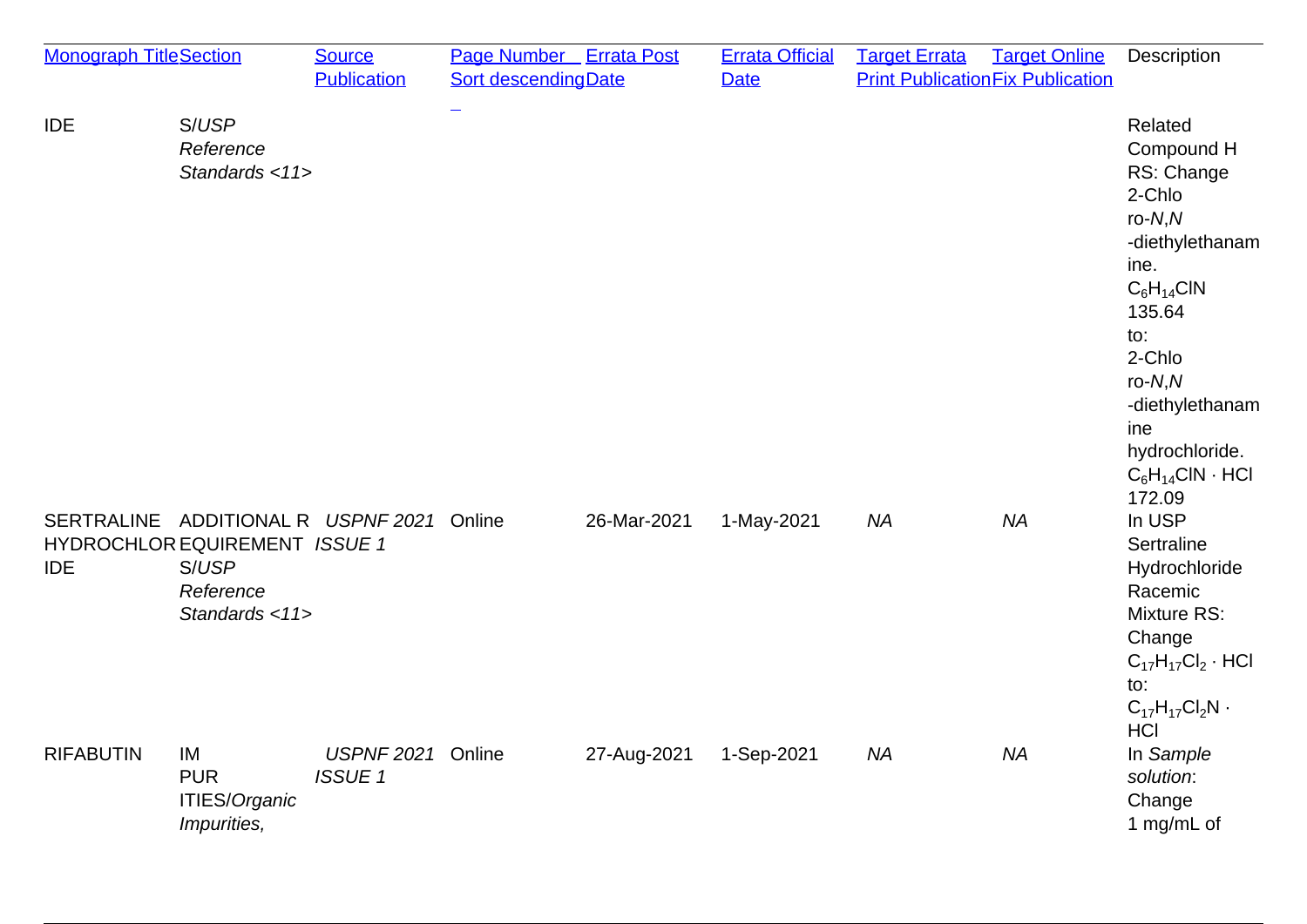| Monograph Title | Section | Source Publication | Page Number Sort descending | Errata Post Date | Errata Official Date | Target Errata Print Publication | Target Online Fix Publication | Description |
|---|---|---|---|---|---|---|---|---|
| IDE | S/*USP Reference Standards <11>* | | | | | | | Related Compound H RS: Change 2-Chloro-*N*,*N*-diethylethanamine. $C_6H_{14}ClN$ 135.64 to: 2-Chloro-*N*,*N*-diethylethanamine hydrochloride. $C_6H_{14}ClN \cdot HCl$ 172.09 |
| SERTRALINE HYDROCHLORIDE | ADDITIONAL REQUIREMENTS/*USP Reference Standards <11>* | *USPNF 2021 ISSUE 1* | Online | 26-Mar-2021 | 1-May-2021 | *NA* | *NA* | In USP Sertraline Hydrochloride Racemic Mixture RS: Change $C_{17}H_{17}Cl_2 \cdot HCl$ to: $C_{17}H_{17}Cl_2N \cdot HCl$ |
| RIFABUTIN | IMPURITIES/*Organic Impurities,* | *USPNF 2021 ISSUE 1* | Online | 27-Aug-2021 | 1-Sep-2021 | *NA* | *NA* | In *Sample solution*: Change 1 mg/mL of |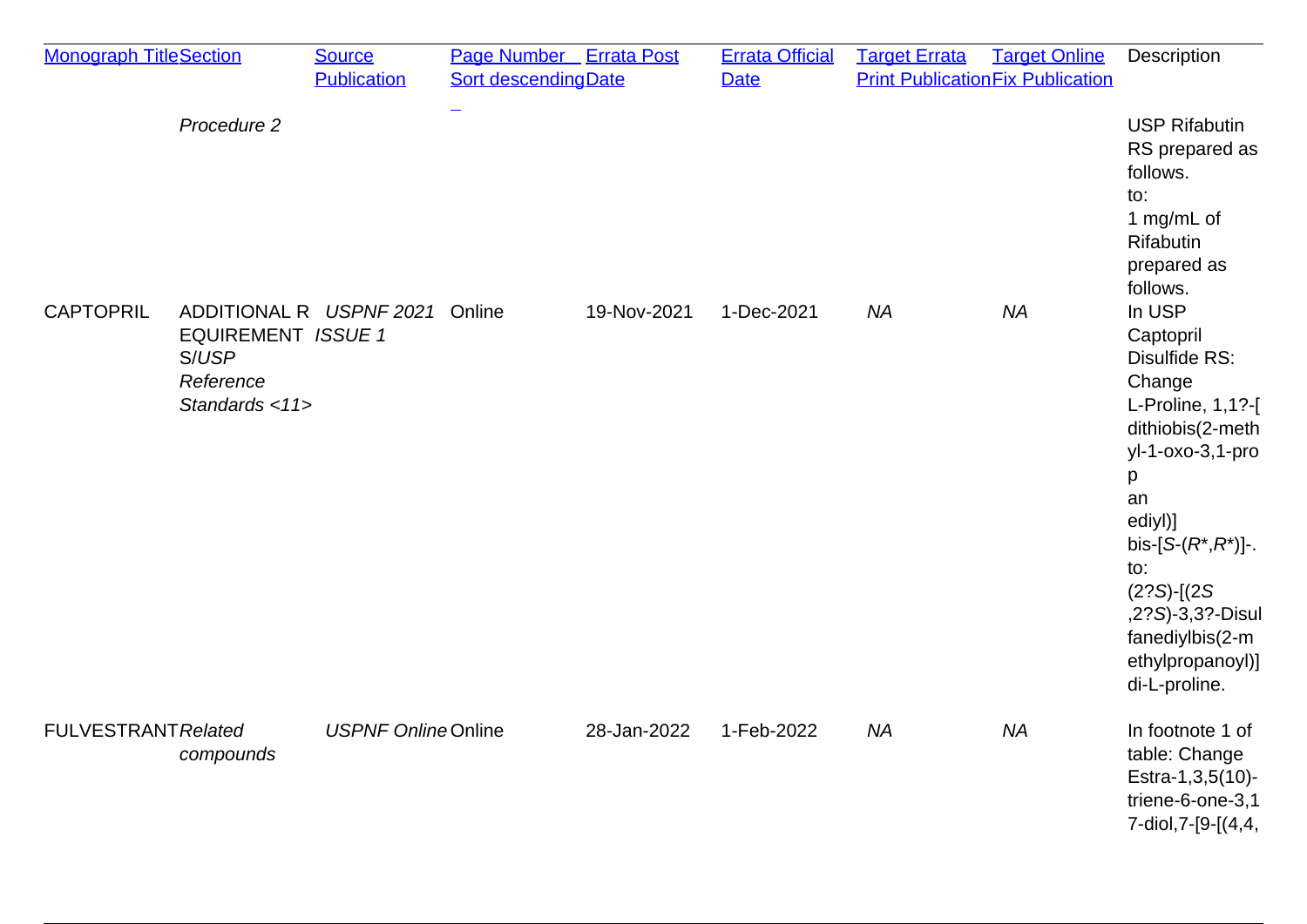| Monograph Title | Section | Source Publication | Page Number Sort descending | Errata Post Date | Errata Official Date | Target Errata Print Publication | Target Online Fix Publication | Description |
|---|---|---|---|---|---|---|---|---|
| | *Procedure 2* | | | | | | | USP Rifabutin RS prepared as follows. to: 1 mg/mL of Rifabutin prepared as follows. |
| CAPTOPRIL | ADDITIONAL REQUIREMENTS/*USP Reference Standards <11>* | *USPNF 2021 ISSUE 1* | Online | 19-Nov-2021 | 1-Dec-2021 | *NA* | *NA* | In USP Captopril Disulfide RS: Change L-Proline, 1,1?-[dithiobis(2-methyl-1-oxo-3,1-propanediyl)] bis-[*S*-(*R*\*,*R*\*)]-. to: (2?*S*)-[(2*S*,2?*S*)-3,3?-Disulfanediylbis(2-methylpropanoyl)] di-L-proline. |
| FULVESTRANT | *Related compounds* | *USPNF Online* | Online | 28-Jan-2022 | 1-Feb-2022 | *NA* | *NA* | In footnote 1 of table: Change Estra-1,3,5(10)-triene-6-one-3,17-diol,7-[9-[(4,4, |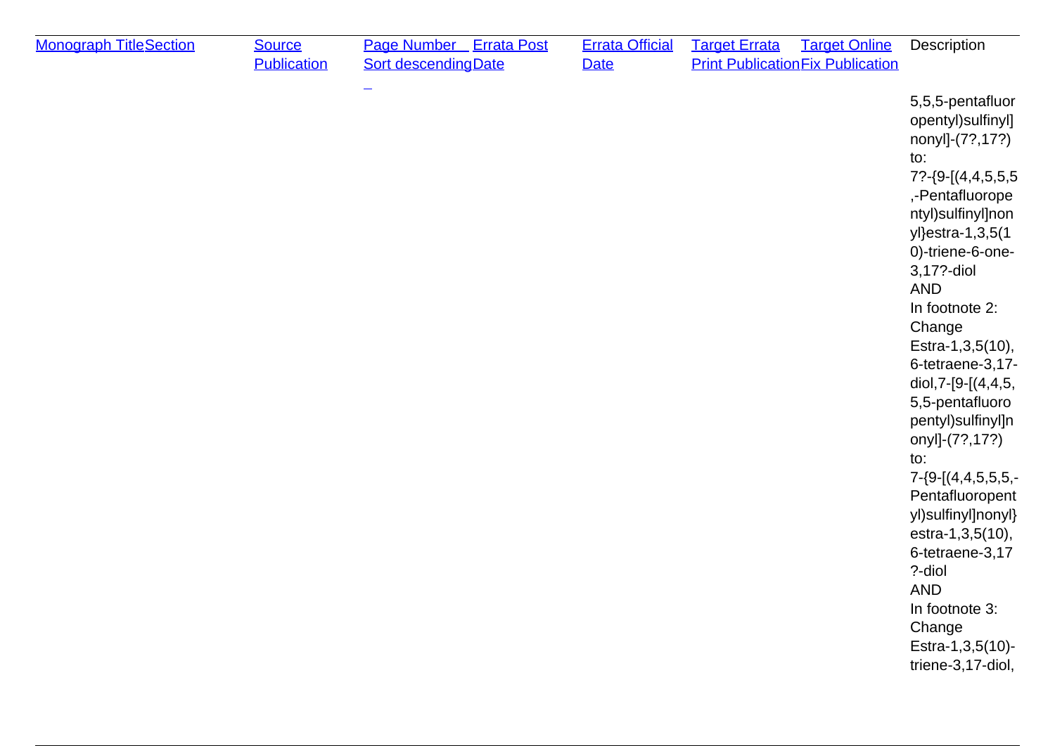| Monograph Title | Section | Source Publication | Page Number Sort descending | Errata Post Date | Errata Official Date | Target Errata Print Publication | Target Online Fix Publication | Description |
|---|---|---|---|---|---|---|---|---|
| | | | | | | | | 5,5,5-pentafluoropentyl)sulfinyl]nonyl]-(7?,17?) to: 7?-{9-[(4,4,5,5,5,-Pentafluoropentyl)sulfinyl]nonyl}estra-1,3,5(10)-triene-6-one-3,17?-diol AND In footnote 2: Change Estra-1,3,5(10),6-tetraene-3,17-diol,7-[9-[(4,4,5,5,5-pentafluoropentyl)sulfinyl]nonyl]-(7?,17?) to: 7-{9-[(4,4,5,5,5,-Pentafluoropentyl)sulfinyl]nonyl}estra-1,3,5(10),6-tetraene-3,17?-diol AND In footnote 3: Change Estra-1,3,5(10)-triene-3,17-diol, |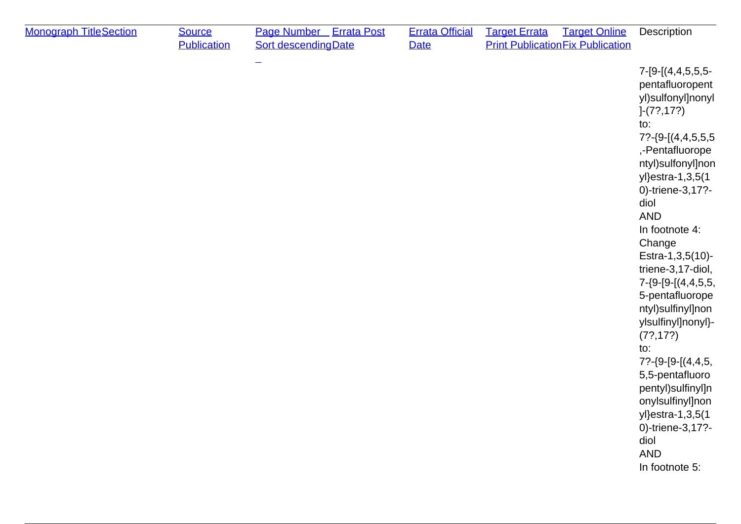| Monograph Title | Section | Source Publication | Page Number Sort descending | Errata Post Date | Errata Official Date | Target Errata Print Publication | Target Online Fix Publication | Description |
|---|---|---|---|---|---|---|---|---|
| | | | | | | | | 7-[9-[(4,4,5,5,5-pentafluoropentyl)sulfonyl]nonyl]-(7?,17?)<br>to:<br>7?-{9-[(4,4,5,5,5,-Pentafluoropentyl)sulfonyl]nonyl}estra-1,3,5(10)-triene-3,17?-diol<br>AND<br>In footnote 4: Change Estra-1,3,5(10)-triene-3,17-diol, 7-{9-[9-[(4,4,5,5,5-pentafluoropentyl)sulfinyl]nonylsulfinyl]nonyl}-(7?,17?)<br>to:<br>7?-{9-[9-[(4,4,5,5,5-pentafluoropentyl)sulfinyl]nonylsulfinyl]nonyl}estra-1,3,5(10)-triene-3,17?-diol<br>AND<br>In footnote 5: |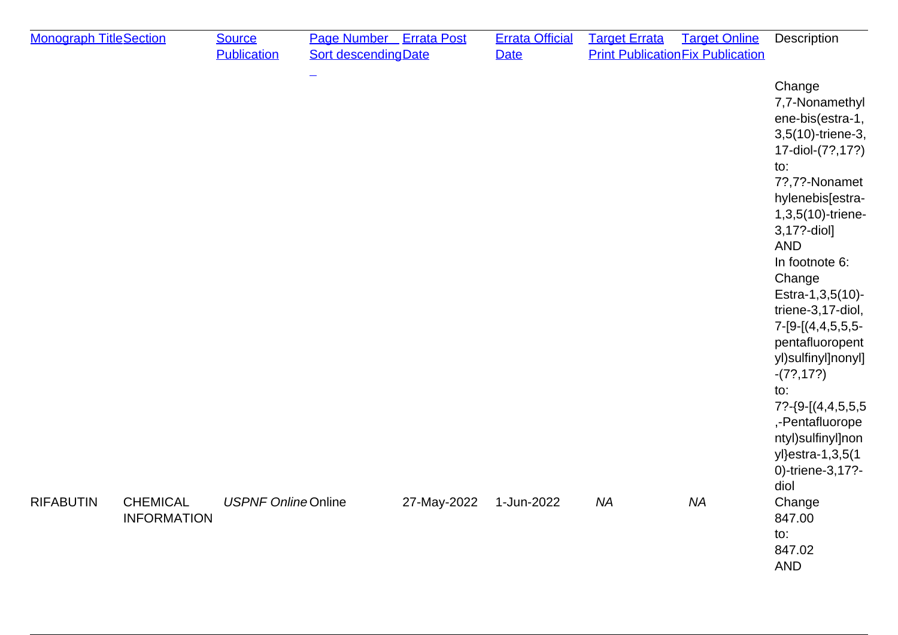| Monograph Title | Section | Source Publication | Page Number Sort descending | Errata Post Date | Errata Official Date | Target Errata Print Publication | Target Online Fix Publication | Description |
|---|---|---|---|---|---|---|---|---|
| | | | | | | | | Change 7,7-Nonamethylene-bis(estra-1,3,5(10)-triene-3,17-diol-(7?,17?) to: 7?,7?-Nonamethylenebis[estra-1,3,5(10)-triene-3,17?-diol] AND In footnote 6: Change Estra-1,3,5(10)-triene-3,17-diol, 7-[9-[(4,4,5,5,5-pentafluoropentyl)sulfinyl]nonyl]-(7?,17?) to: 7?-{9-[(4,4,5,5,5,-Pentafluoropentyl)sulfinyl]nonyl}estra-1,3,5(10)-triene-3,17?-diol |
| RIFABUTIN | CHEMICAL INFORMATION | *USPNF Online* | Online | 27-May-2022 | 1-Jun-2022 | *NA* | *NA* | Change 847.00 to: 847.02 AND |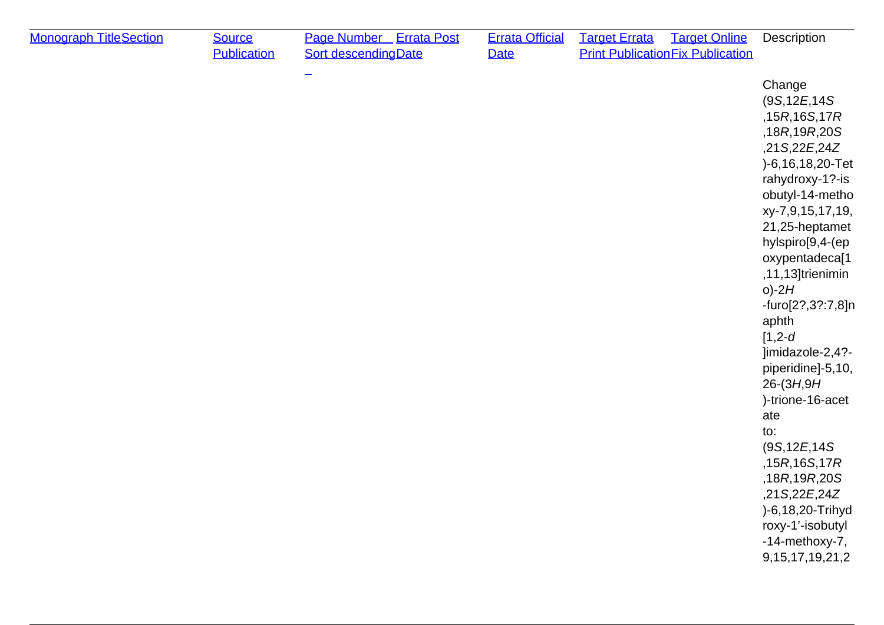| Monograph Title | Section | Source Publication | Page Number Sort descending | Errata Post Date | Errata Official Date | Target Errata Print Publication | Target Online Fix Publication | Description |
|---|---|---|---|---|---|---|---|---|
| | | | | | | | | Change (9*S*,12*E*,14*S*,15*R*,16*S*,17*R*,18*R*,19*R*,20*S*,21*S*,22*E*,24*Z*)-6,16,18,20-Tetrahydroxy-1?-isobutyl-14-methoxy-7,9,15,17,19,21,25-heptamethylspiro[9,4-(epoxypentadeca[1,11,13]trienimino)-2*H*-furo[2?,3?:7,8]naphth[1,2-*d*]imidazole-2,4?-piperidine]-5,10,26-(3*H*,9*H*)-trione-16-acetate to: (9*S*,12*E*,14*S*,15*R*,16*S*,17*R*,18*R*,19*R*,20*S*,21*S*,22*E*,24*Z*)-6,18,20-Trihydroxy-1’-isobutyl-14-methoxy-7,9,15,17,19,21,2 |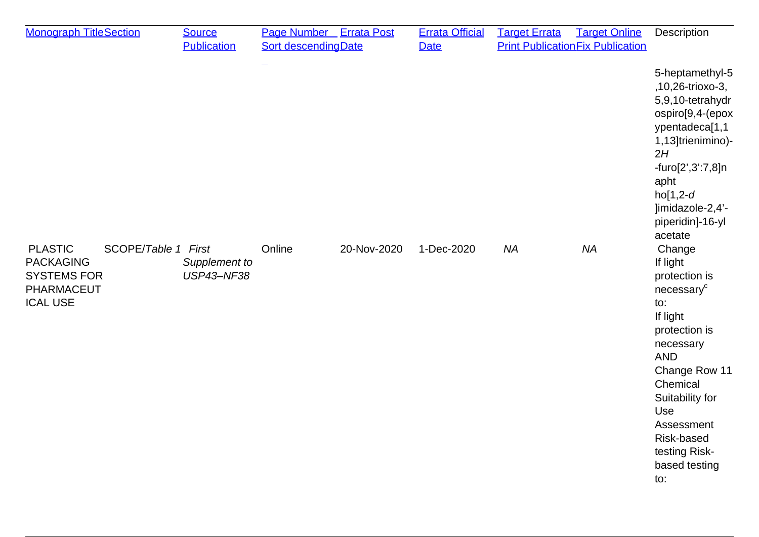| Monograph Title | Section | Source Publication | Page Number Sort descending | Errata Post Date | Errata Official Date | Target Errata Print Publication | Target Online Fix Publication | Description |
|---|---|---|---|---|---|---|---|---|
| | | | | | | | | 5-heptamethyl-5,10,26-trioxo-3,5,9,10-tetrahydrospiro[9,4-(epoxypentadeca[1,11,13]trienimino)-2*H*-furo[2’,3’:7,8]naphtho[1,2-*d*]imidazole-2,4’-piperidin]-16-yl acetate |
| PLASTIC PACKAGING SYSTEMS FOR PHARMACEUTICAL USE | SCOPE/*Table 1* | *First Supplement to USP43–NF38* | Online | 20-Nov-2020 | 1-Dec-2020 | *NA* | *NA* | Change If light protection is necessary[c] to: If light protection is necessary AND Change Row 11 Chemical Suitability for Use Assessment Risk-based testing Risk-based testing to: |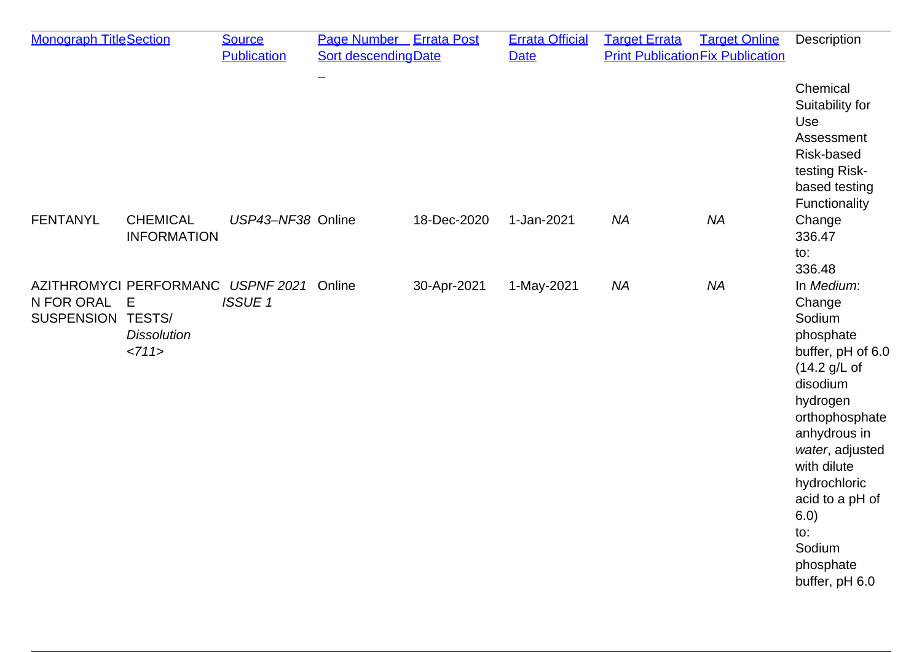| Monograph Title | Section | Source Publication | Page Number Sort descending | Errata Post Date | Errata Official Date | Target Errata Print Publication | Target Online Fix Publication | Description |
|---|---|---|---|---|---|---|---|---|
| FENTANYL | CHEMICAL INFORMATION | *USP43–NF38* | Online | 18-Dec-2020 | 1-Jan-2021 | *NA* | *NA* | Chemical Suitability for Use Assessment Risk-based testing Risk-based testing Functionality Change 336.47 to: 336.48 |
| AZITHROMYCIN FOR ORAL SUSPENSION | PERFORMANCE TESTS/ *Dissolution <711>* | *USPNF 2021 ISSUE 1* | Online | 30-Apr-2021 | 1-May-2021 | *NA* | *NA* | In *Medium*: Change Sodium phosphate buffer, pH of 6.0 (14.2 g/L of disodium hydrogen orthophosphate anhydrous in *water*, adjusted with dilute hydrochloric acid to a pH of 6.0) to: Sodium phosphate buffer, pH 6.0 |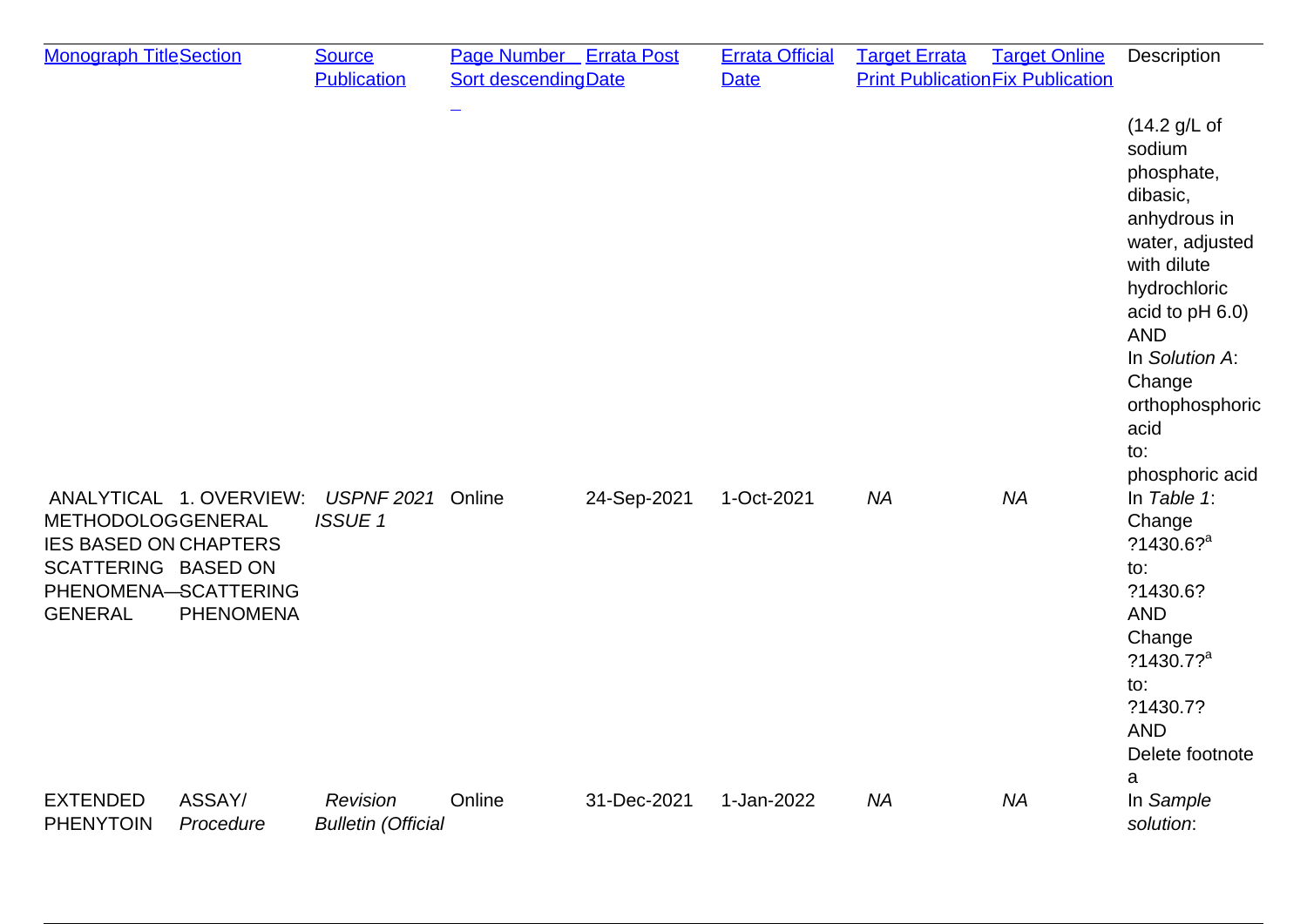| Monograph Title | Section | Source Publication | Page Number Sort descending | Errata Post Date | Errata Official Date | Target Errata Print Publication | Target Online Fix Publication | Description |
|---|---|---|---|---|---|---|---|---|
| | | | | | | | | (14.2 g/L of sodium phosphate, dibasic, anhydrous in water, adjusted with dilute hydrochloric acid to pH 6.0) AND In *Solution A*: Change orthophosphoric acid to: phosphoric acid |
| ANALYTICAL METHODOLOGIES BASED ON SCATTERING PHENOMENA—GENERAL | 1. OVERVIEW: GENERAL CHAPTERS BASED ON SCATTERING PHENOMENA | *USPNF 2021 ISSUE 1* | Online | 24-Sep-2021 | 1-Oct-2021 | *NA* | *NA* | In *Table 1*: Change ?1430.6?[a] to: ?1430.6? AND Change ?1430.7?[a] to: ?1430.7? AND Delete footnote a |
| EXTENDED PHENYTOIN | ASSAY/ *Procedure* | *Revision Bulletin (Official* | Online | 31-Dec-2021 | 1-Jan-2022 | *NA* | *NA* | In *Sample solution*: |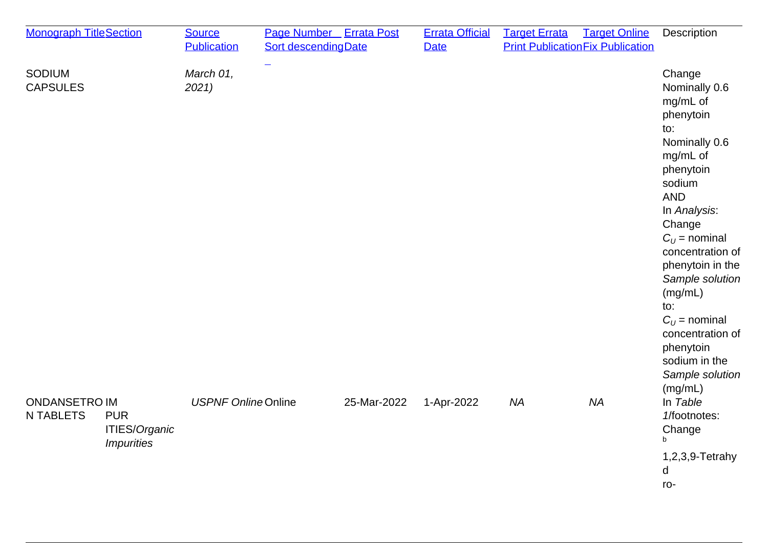| Monograph Title | Section | Source Publication | Page Number Sort descending | Errata Post Date | Errata Official Date | Target Errata Print Publication | Target Online Fix Publication | Description |
|---|---|---|---|---|---|---|---|---|
| SODIUM CAPSULES | | *March 01, 2021)* | | | | | | Change Nominally 0.6 mg/mL of phenytoin to: Nominally 0.6 mg/mL of phenytoin sodium AND In *Analysis*: Change $C_U$ = nominal concentration of phenytoin in the *Sample solution* (mg/mL) to: $C_U$ = nominal concentration of phenytoin sodium in the *Sample solution* (mg/mL) |
| ONDANSETRON TABLETS | IMPURITIES/*Organic Impurities* | *USPNF Online* | Online | 25-Mar-2022 | 1-Apr-2022 | *NA* | *NA* | In *Table 1*/footnotes: Change [b] 1,2,3,9-Tetrahydro- |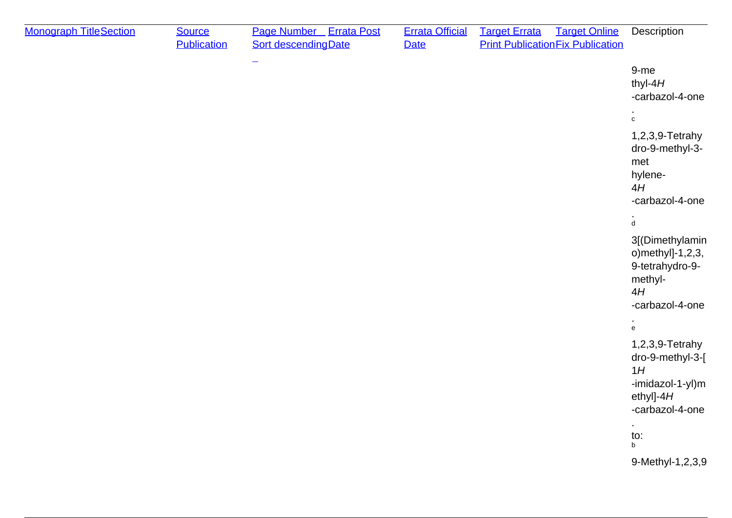| [Monograph Title]() | [Section]() | [Source Publication]() | [Page Number Sort descending]() | [Errata Post Date]() | [Errata Official Date]() | [Target Errata Print Publication]() | [Target Online Fix Publication]() | Description |
|---|---|---|---|---|---|---|---|---|
| | | | | | | | | 9-methyl-4*H*-carbazol-4-one. c 1,2,3,9-Tetrahydro-9-methyl-3-methylene-4*H*-carbazol-4-one. d 3[(Dimethylamino)methyl]-1,2,3,9-tetrahydro-9-methyl-4*H*-carbazol-4-one. e 1,2,3,9-Tetrahydro-9-methyl-3-[1*H*-imidazol-1-yl)methyl]-4*H*-carbazol-4-one. to: b 9-Methyl-1,2,3,9 |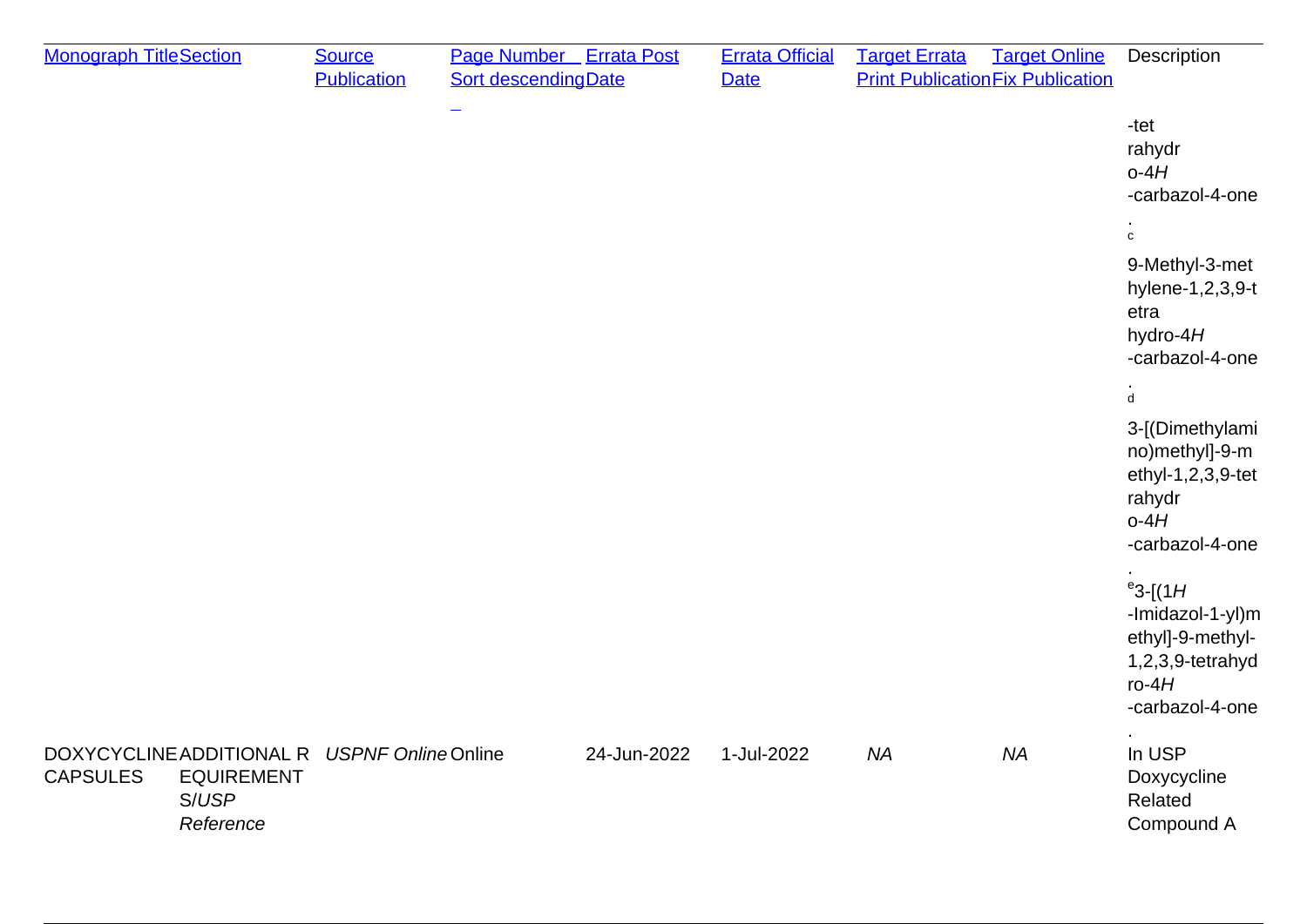| Monograph Title | Section | Source Publication | Page Number Sort descending | Errata Post Date | Errata Official Date | Target Errata Print Publication | Target Online Fix Publication | Description |
|---|---|---|---|---|---|---|---|---|
| | | | | | | | | -tetrahydro-4*H*-carbazol-4-one.[c] 9-Methyl-3-methylene-1,2,3,9-tetrahydro-4*H*-carbazol-4-one.[d] 3-[(Dimethylamino)methyl]-9-methyl-1,2,3,9-tetrahydro-4*H*-carbazol-4-one.[e] 3-[(1*H*-Imidazol-1-yl)methyl]-9-methyl-1,2,3,9-tetrahydro-4*H*-carbazol-4-one. |
| DOXYCYCLINE CAPSULES | ADDITIONAL REQUIREMENTS/*USP Reference* | *USPNF Online* | Online | 24-Jun-2022 | 1-Jul-2022 | *NA* | *NA* | In USP Doxycycline Related Compound A |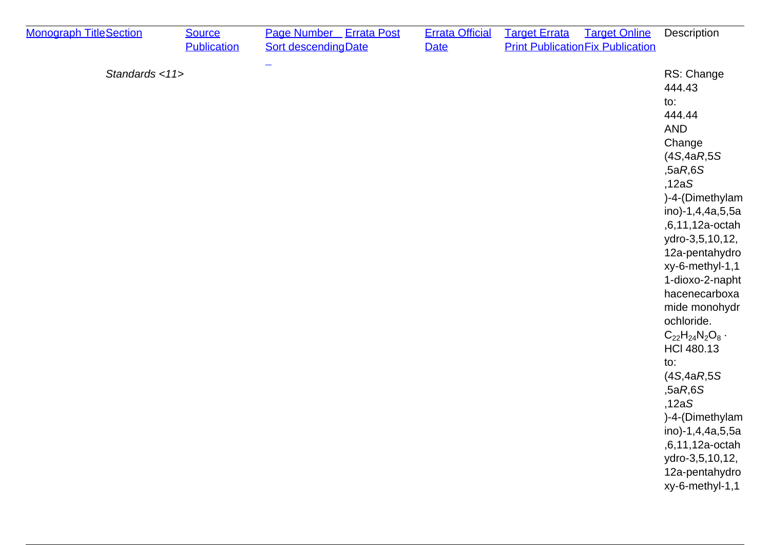| Monograph Title | Section | Source Publication | Page Number Sort descending | Errata Post Date | Errata Official Date | Target Errata Print Publication | Target Online Fix Publication | Description |
|---|---|---|---|---|---|---|---|---|
| | *Standards <11>* | | | | | | | RS: Change 444.43 to: 444.44 AND Change (4*S*,4a*R*,5*S*,5a*R*,6*S*,12a*S*)-4-(Dimethylamino)-1,4,4a,5,5a,6,11,12a-octahydro-3,5,10,12,12a-pentahydroxy-6-methyl-1,11-dioxo-2-naphthacenecarboxamide monohydrochloride. $C_{22}H_{24}N_2O_8 \cdot HCl$ 480.13 to: (4*S*,4a*R*,5*S*,5a*R*,6*S*,12a*S*)-4-(Dimethylamino)-1,4,4a,5,5a,6,11,12a-octahydro-3,5,10,12,12a-pentahydroxy-6-methyl-1,1 |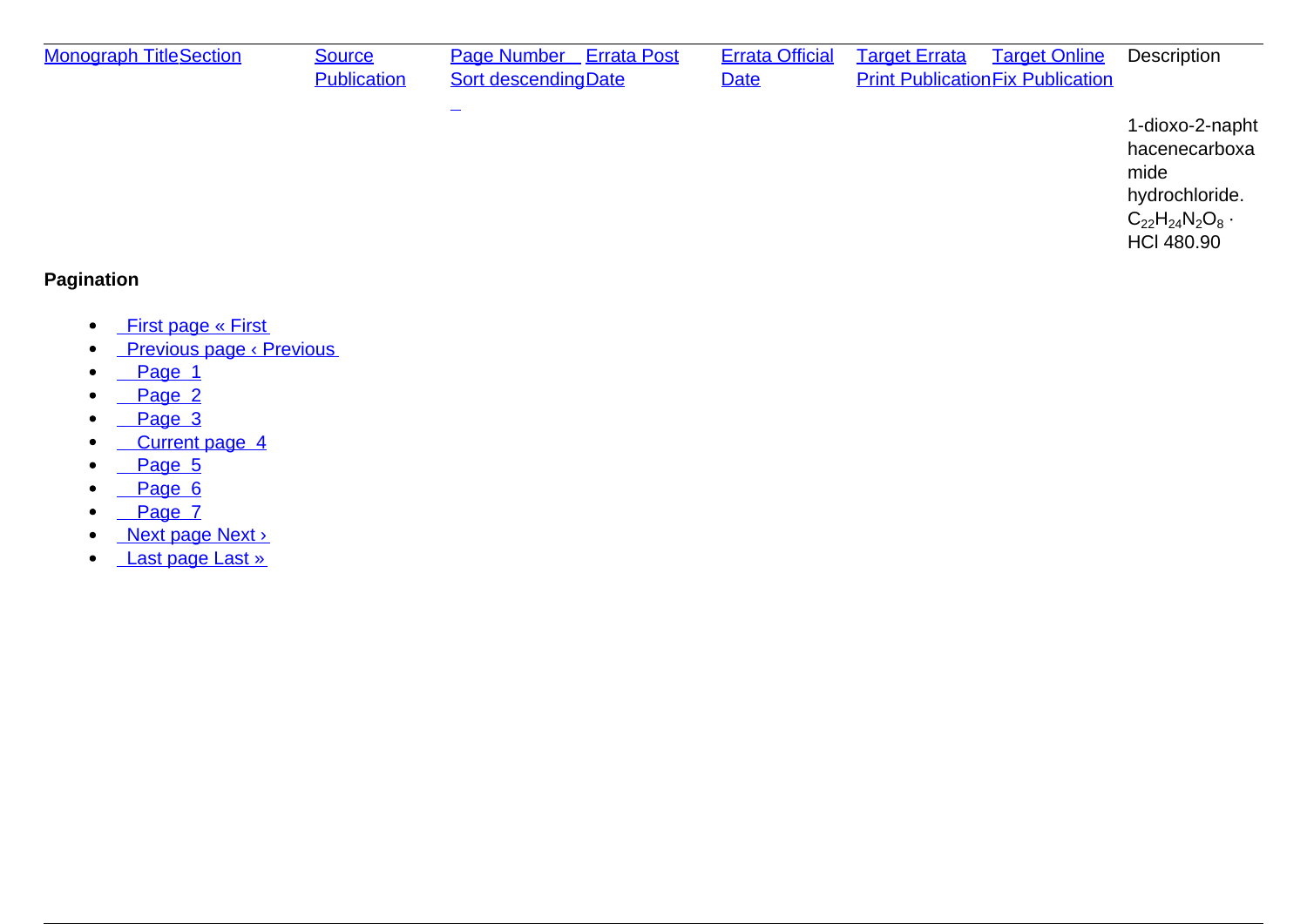| Monograph Title | Section | Source Publication | Page Number Sort descending | Errata Post Date | Errata Official Date | Target Errata Print Publication | Target Online Fix Publication | Description |
|---|---|---|---|---|---|---|---|---|
| | | | | | | | | 1-dioxo-2-naphthacenecarboxamide hydrochloride. $C_{22}H_{24}N_2O_8 \cdot HCl$ 480.90 |

**Pagination**

- First page « First
- Previous page ‹ Previous
- Page 1
- Page 2
- Page 3
- Current page 4
- Page 5
- Page 6
- Page 7
- Next page Next ›
- Last page Last »